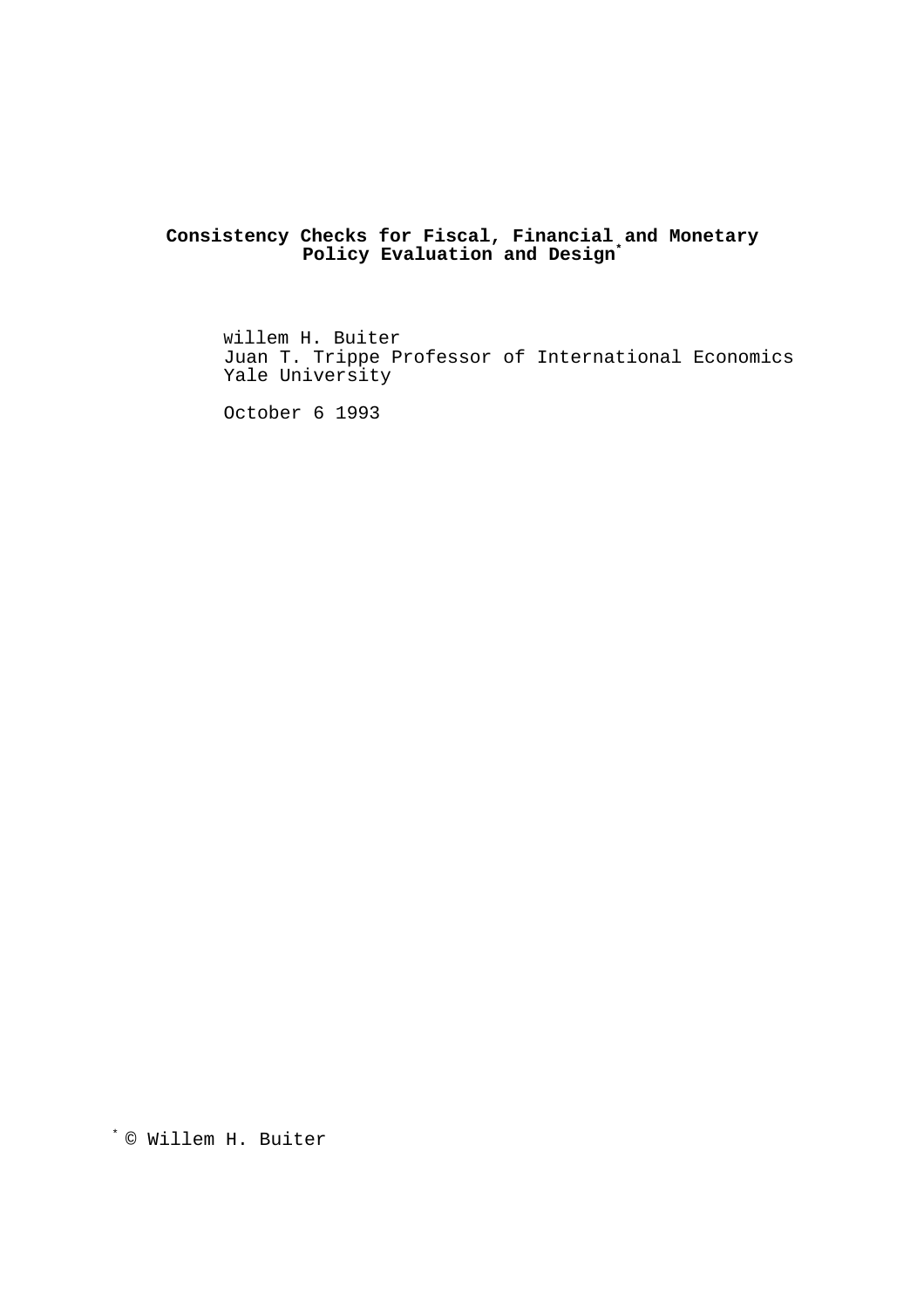# Consistency Checks for Fiscal, Financial and Monetary Policy Evaluation and Design*

Willem H. Buiter
Juan T. Trippe Professor of International Economics
Yale University

October 6 1993

\* © Willem H. Buiter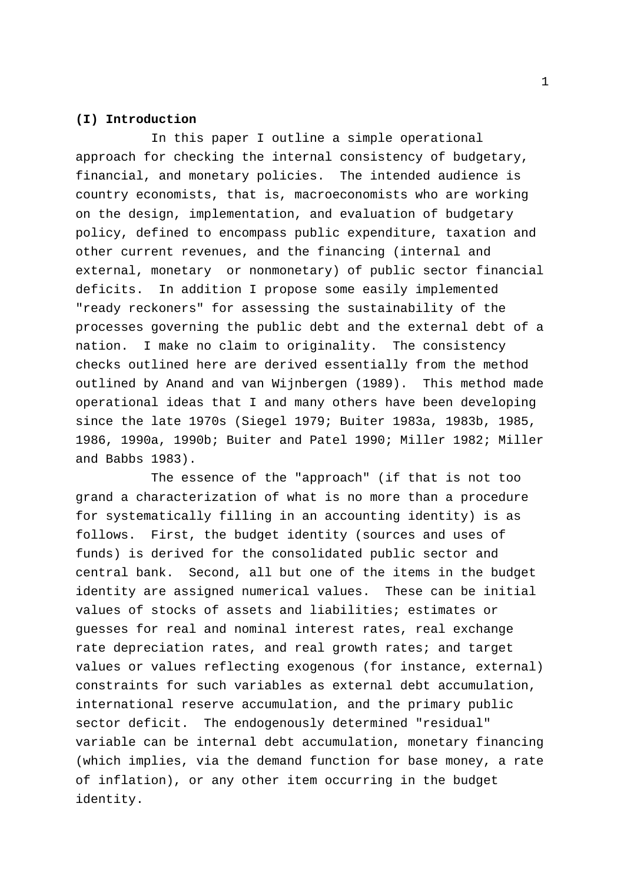**(I) Introduction**

In this paper I outline a simple operational approach for checking the internal consistency of budgetary, financial, and monetary policies. The intended audience is country economists, that is, macroeconomists who are working on the design, implementation, and evaluation of budgetary policy, defined to encompass public expenditure, taxation and other current revenues, and the financing (internal and external, monetary or nonmonetary) of public sector financial deficits. In addition I propose some easily implemented "ready reckoners" for assessing the sustainability of the processes governing the public debt and the external debt of a nation. I make no claim to originality. The consistency checks outlined here are derived essentially from the method outlined by Anand and van Wijnbergen (1989). This method made operational ideas that I and many others have been developing since the late 1970s (Siegel 1979; Buiter 1983a, 1983b, 1985, 1986, 1990a, 1990b; Buiter and Patel 1990; Miller 1982; Miller and Babbs 1983).

The essence of the "approach" (if that is not too grand a characterization of what is no more than a procedure for systematically filling in an accounting identity) is as follows. First, the budget identity (sources and uses of funds) is derived for the consolidated public sector and central bank. Second, all but one of the items in the budget identity are assigned numerical values. These can be initial values of stocks of assets and liabilities; estimates or guesses for real and nominal interest rates, real exchange rate depreciation rates, and real growth rates; and target values or values reflecting exogenous (for instance, external) constraints for such variables as external debt accumulation, international reserve accumulation, and the primary public sector deficit. The endogenously determined "residual" variable can be internal debt accumulation, monetary financing (which implies, via the demand function for base money, a rate of inflation), or any other item occurring in the budget identity.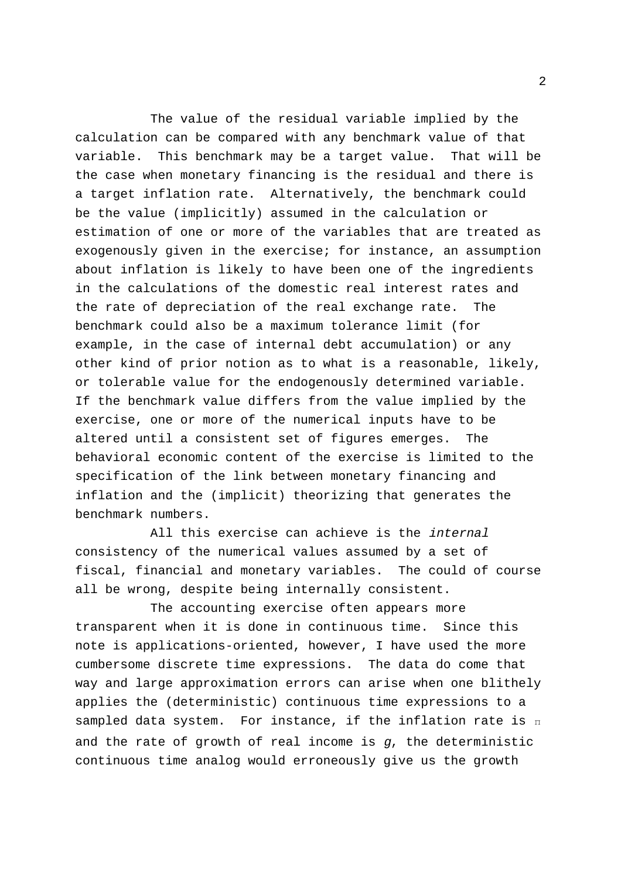The value of the residual variable implied by the calculation can be compared with any benchmark value of that variable. This benchmark may be a target value. That will be the case when monetary financing is the residual and there is a target inflation rate. Alternatively, the benchmark could be the value (implicitly) assumed in the calculation or estimation of one or more of the variables that are treated as exogenously given in the exercise; for instance, an assumption about inflation is likely to have been one of the ingredients in the calculations of the domestic real interest rates and the rate of depreciation of the real exchange rate. The benchmark could also be a maximum tolerance limit (for example, in the case of internal debt accumulation) or any other kind of prior notion as to what is a reasonable, likely, or tolerable value for the endogenously determined variable. If the benchmark value differs from the value implied by the exercise, one or more of the numerical inputs have to be altered until a consistent set of figures emerges. The behavioral economic content of the exercise is limited to the specification of the link between monetary financing and inflation and the (implicit) theorizing that generates the benchmark numbers.

All this exercise can achieve is the *internal* consistency of the numerical values assumed by a set of fiscal, financial and monetary variables. The could of course all be wrong, despite being internally consistent.

The accounting exercise often appears more transparent when it is done in continuous time. Since this note is applications-oriented, however, I have used the more cumbersome discrete time expressions. The data do come that way and large approximation errors can arise when one blithely applies the (deterministic) continuous time expressions to a sampled data system. For instance, if the inflation rate is $\pi$ and the rate of growth of real income is $g$, the deterministic continuous time analog would erroneously give us the growth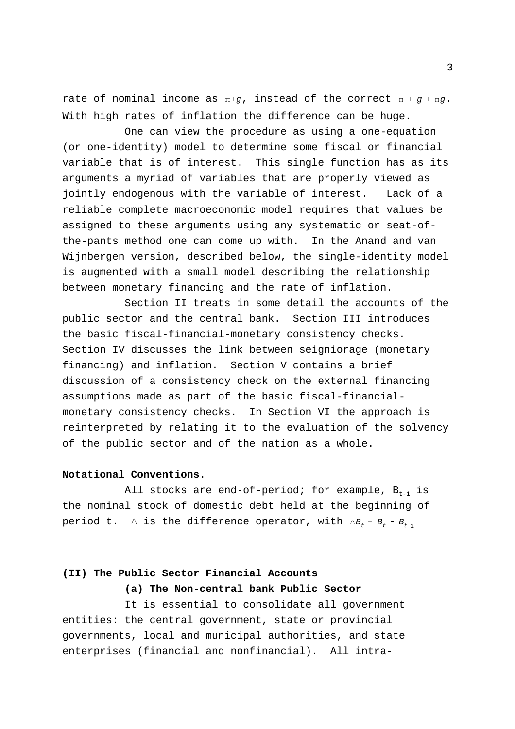rate of nominal income as $\pi + g$, instead of the correct $\pi + g + \pi g$. With high rates of inflation the difference can be huge.

One can view the procedure as using a one-equation (or one-identity) model to determine some fiscal or financial variable that is of interest. This single function has as its arguments a myriad of variables that are properly viewed as jointly endogenous with the variable of interest. Lack of a reliable complete macroeconomic model requires that values be assigned to these arguments using any systematic or seat-of-the-pants method one can come up with. In the Anand and van Wijnbergen version, described below, the single-identity model is augmented with a small model describing the relationship between monetary financing and the rate of inflation.

Section II treats in some detail the accounts of the public sector and the central bank. Section III introduces the basic fiscal-financial-monetary consistency checks. Section IV discusses the link between seigniorage (monetary financing) and inflation. Section V contains a brief discussion of a consistency check on the external financing assumptions made as part of the basic fiscal-financial-monetary consistency checks. In Section VI the approach is reinterpreted by relating it to the evaluation of the solvency of the public sector and of the nation as a whole.

**Notational Conventions**.

All stocks are end-of-period; for example, $B_{t-1}$ is the nominal stock of domestic debt held at the beginning of period t. $\Delta$ is the difference operator, with $\Delta B_t \equiv B_t - B_{t-1}$

## (II) The Public Sector Financial Accounts

### (a) The Non-central bank Public Sector

It is essential to consolidate all government entities: the central government, state or provincial governments, local and municipal authorities, and state enterprises (financial and nonfinancial). All intra-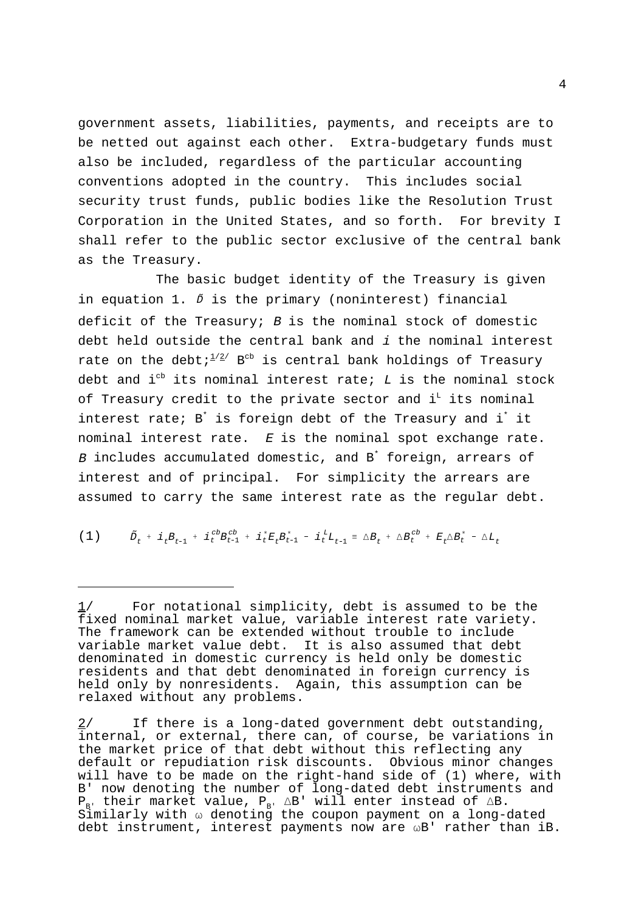government assets, liabilities, payments, and receipts are to be netted out against each other. Extra-budgetary funds must also be included, regardless of the particular accounting conventions adopted in the country. This includes social security trust funds, public bodies like the Resolution Trust Corporation in the United States, and so forth. For brevity I shall refer to the public sector exclusive of the central bank as the Treasury.

The basic budget identity of the Treasury is given in equation 1. $\tilde{D}$ is the primary (noninterest) financial deficit of the Treasury; $B$ is the nominal stock of domestic debt held outside the central bank and $i$ the nominal interest rate on the debt;[1/][2/] $B^{cb}$ is central bank holdings of Treasury debt and $i^{cb}$ its nominal interest rate; $L$ is the nominal stock of Treasury credit to the private sector and $i^{L}$ its nominal interest rate; $B^{*}$ is foreign debt of the Treasury and $i^{*}$ it nominal interest rate. $E$ is the nominal spot exchange rate. $B$ includes accumulated domestic, and $B^{*}$ foreign, arrears of interest and of principal. For simplicity the arrears are assumed to carry the same interest rate as the regular debt.

$$(1) \qquad \tilde{D}_t + i_t B_{t-1} + i_t^{cb} B_{t-1}^{cb} + i_t^{*} E_t B_{t-1}^{*} - i_t^{L} L_{t-1} \equiv \Delta B_t + \Delta B_t^{cb} + E_t \Delta B_t^{*} - \Delta L_t$$

---

1/ For notational simplicity, debt is assumed to be the fixed nominal market value, variable interest rate variety. The framework can be extended without trouble to include variable market value debt. It is also assumed that debt denominated in domestic currency is held only be domestic residents and that debt denominated in foreign currency is held only by nonresidents. Again, this assumption can be relaxed without any problems.

2/ If there is a long-dated government debt outstanding, internal, or external, there can, of course, be variations in the market price of that debt without this reflecting any default or repudiation risk discounts. Obvious minor changes will have to be made on the right-hand side of (1) where, with $B'$ now denoting the number of long-dated debt instruments and $P_{B'}$ their market value, $P_{B'} \Delta B'$ will enter instead of $\Delta B$. Similarly with $\omega$ denoting the coupon payment on a long-dated debt instrument, interest payments now are $\omega B'$ rather than $iB$.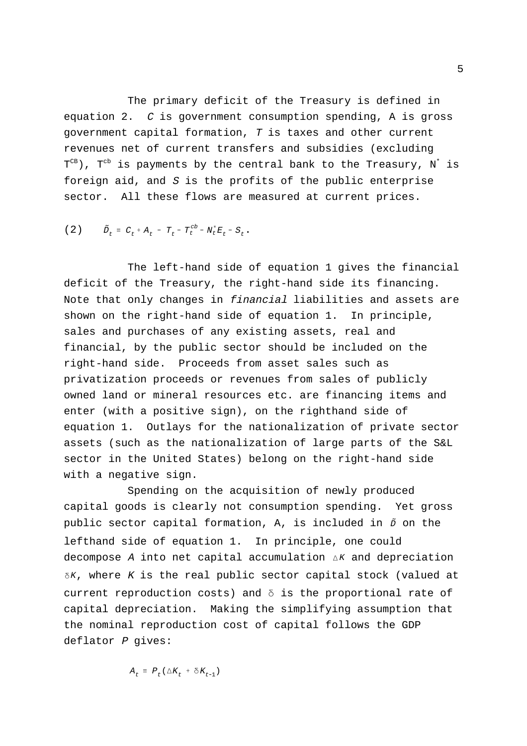The primary deficit of the Treasury is defined in equation 2. *C* is government consumption spending, A is gross government capital formation, *T* is taxes and other current revenues net of current transfers and subsidies (excluding $T^{CB}$), $T^{cb}$ is payments by the central bank to the Treasury, $N^*$ is foreign aid, and *S* is the profits of the public enterprise sector. All these flows are measured at current prices.

$$\text{(2)} \qquad \tilde{D}_t \equiv C_t + A_t - T_t - T_t^{cb} - N_t^* E_t - S_t .$$

The left-hand side of equation 1 gives the financial deficit of the Treasury, the right-hand side its financing. Note that only changes in *financial* liabilities and assets are shown on the right-hand side of equation 1. In principle, sales and purchases of any existing assets, real and financial, by the public sector should be included on the right-hand side. Proceeds from asset sales such as privatization proceeds or revenues from sales of publicly owned land or mineral resources etc. are financing items and enter (with a positive sign), on the righthand side of equation 1. Outlays for the nationalization of private sector assets (such as the nationalization of large parts of the S&L sector in the United States) belong on the right-hand side with a negative sign.

Spending on the acquisition of newly produced capital goods is clearly not consumption spending. Yet gross public sector capital formation, A, is included in $\tilde{D}$ on the lefthand side of equation 1. In principle, one could decompose *A* into net capital accumulation $\Delta K$ and depreciation $\delta K$, where *K* is the real public sector capital stock (valued at current reproduction costs) and $\delta$ is the proportional rate of capital depreciation. Making the simplifying assumption that the nominal reproduction cost of capital follows the GDP deflator *P* gives:

$$A_t \equiv P_t(\Delta K_t + \delta K_{t-1})$$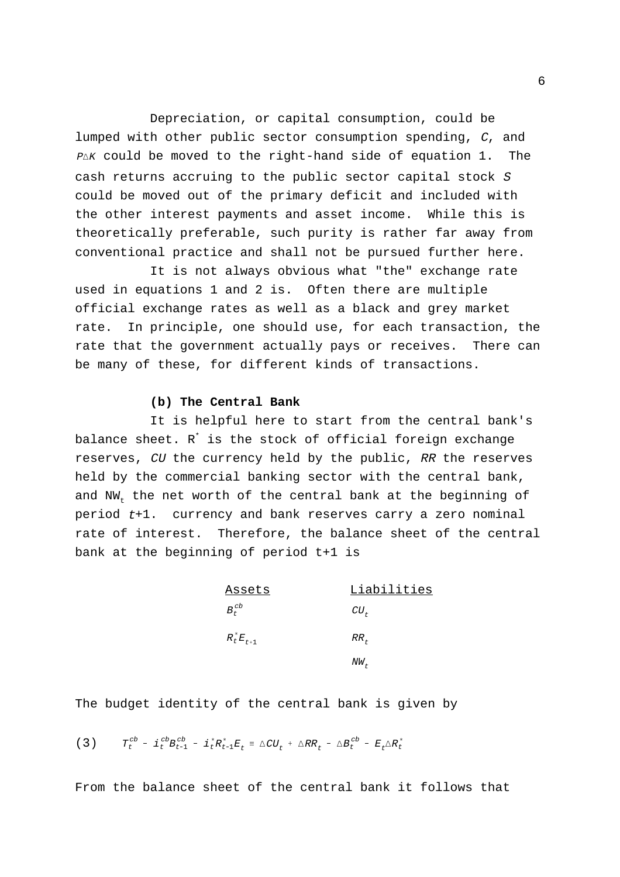Depreciation, or capital consumption, could be lumped with other public sector consumption spending, *C*, and $P\Delta K$ could be moved to the right-hand side of equation 1. The cash returns accruing to the public sector capital stock *S* could be moved out of the primary deficit and included with the other interest payments and asset income. While this is theoretically preferable, such purity is rather far away from conventional practice and shall not be pursued further here.

It is not always obvious what "the" exchange rate used in equations 1 and 2 is. Often there are multiple official exchange rates as well as a black and grey market rate. In principle, one should use, for each transaction, the rate that the government actually pays or receives. There can be many of these, for different kinds of transactions.

**(b) The Central Bank**

It is helpful here to start from the central bank's balance sheet. $R^*$ is the stock of official foreign exchange reserves, *CU* the currency held by the public, *RR* the reserves held by the commercial banking sector with the central bank, and $NW_t$ the net worth of the central bank at the beginning of period $t$+1. currency and bank reserves carry a zero nominal rate of interest. Therefore, the balance sheet of the central bank at the beginning of period t+1 is

| Assets | Liabilities |
| --- | --- |
| $B^{cb}_t$ | $CU_t$ |
| $R^*_t E_{t+1}$ | $RR_t$ |
| | $NW_t$ |

The budget identity of the central bank is given by

$$(3) \qquad T^{cb}_t - i^{cb}_t B^{cb}_{t-1} - i^*_t R^*_{t-1} E_t \equiv \Delta CU_t + \Delta RR_t - \Delta B^{cb}_t - E_t \Delta R^*_t$$

From the balance sheet of the central bank it follows that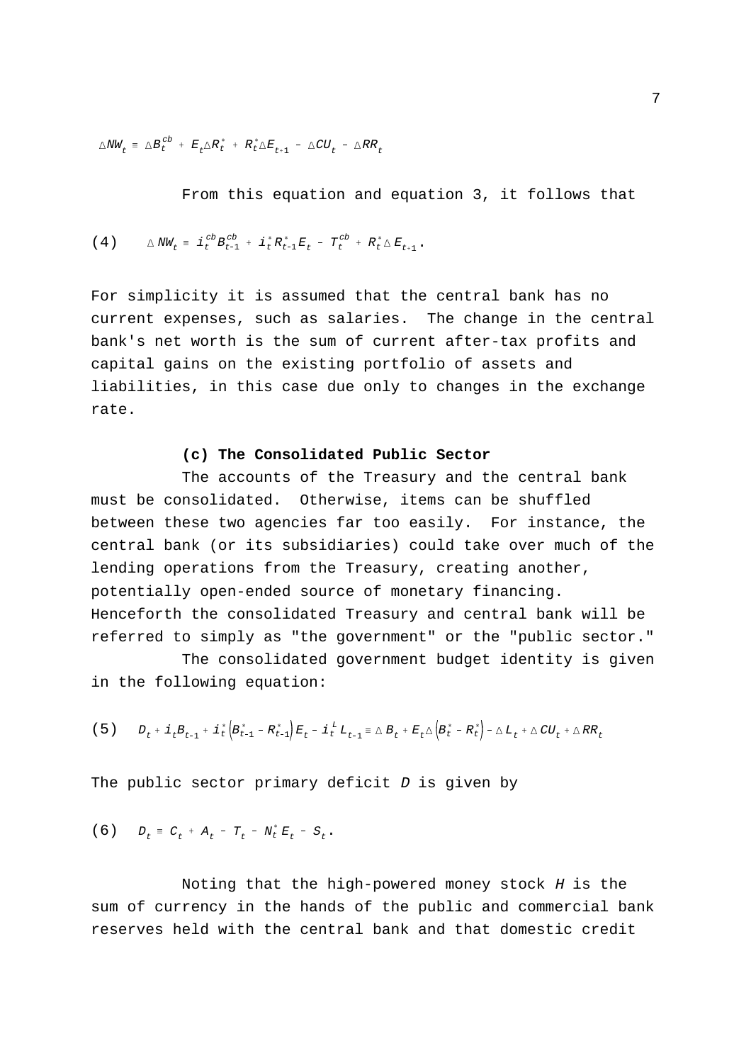$$\Delta NW_t \equiv \Delta B_t^{cb} + E_t \Delta R_t^* + R_t^* \Delta E_{t+1} - \Delta CU_t - \Delta RR_t$$

From this equation and equation 3, it follows that

$$(4) \quad \Delta NW_t \equiv i_t^{cb} B_{t-1}^{cb} + i_t^* R_{t-1}^* E_t - T_t^{cb} + R_t^* \Delta E_{t+1}.$$

For simplicity it is assumed that the central bank has no current expenses, such as salaries. The change in the central bank's net worth is the sum of current after-tax profits and capital gains on the existing portfolio of assets and liabilities, in this case due only to changes in the exchange rate.

**(c) The Consolidated Public Sector**

The accounts of the Treasury and the central bank must be consolidated. Otherwise, items can be shuffled between these two agencies far too easily. For instance, the central bank (or its subsidiaries) could take over much of the lending operations from the Treasury, creating another, potentially open-ended source of monetary financing. Henceforth the consolidated Treasury and central bank will be referred to simply as "the government" or the "public sector."

The consolidated government budget identity is given in the following equation:

$$(5) \quad D_t + i_t B_{t-1} + i_t^* \left(B_{t-1}^* - R_{t-1}^*\right) E_t - i_t^L L_{t-1} \equiv \Delta B_t + E_t \Delta \left(B_t^* - R_t^*\right) - \Delta L_t + \Delta CU_t + \Delta RR_t$$

The public sector primary deficit $D$ is given by

$$(6) \quad D_t \equiv C_t + A_t - T_t - N_t^* E_t - S_t.$$

Noting that the high-powered money stock $H$ is the sum of currency in the hands of the public and commercial bank reserves held with the central bank and that domestic credit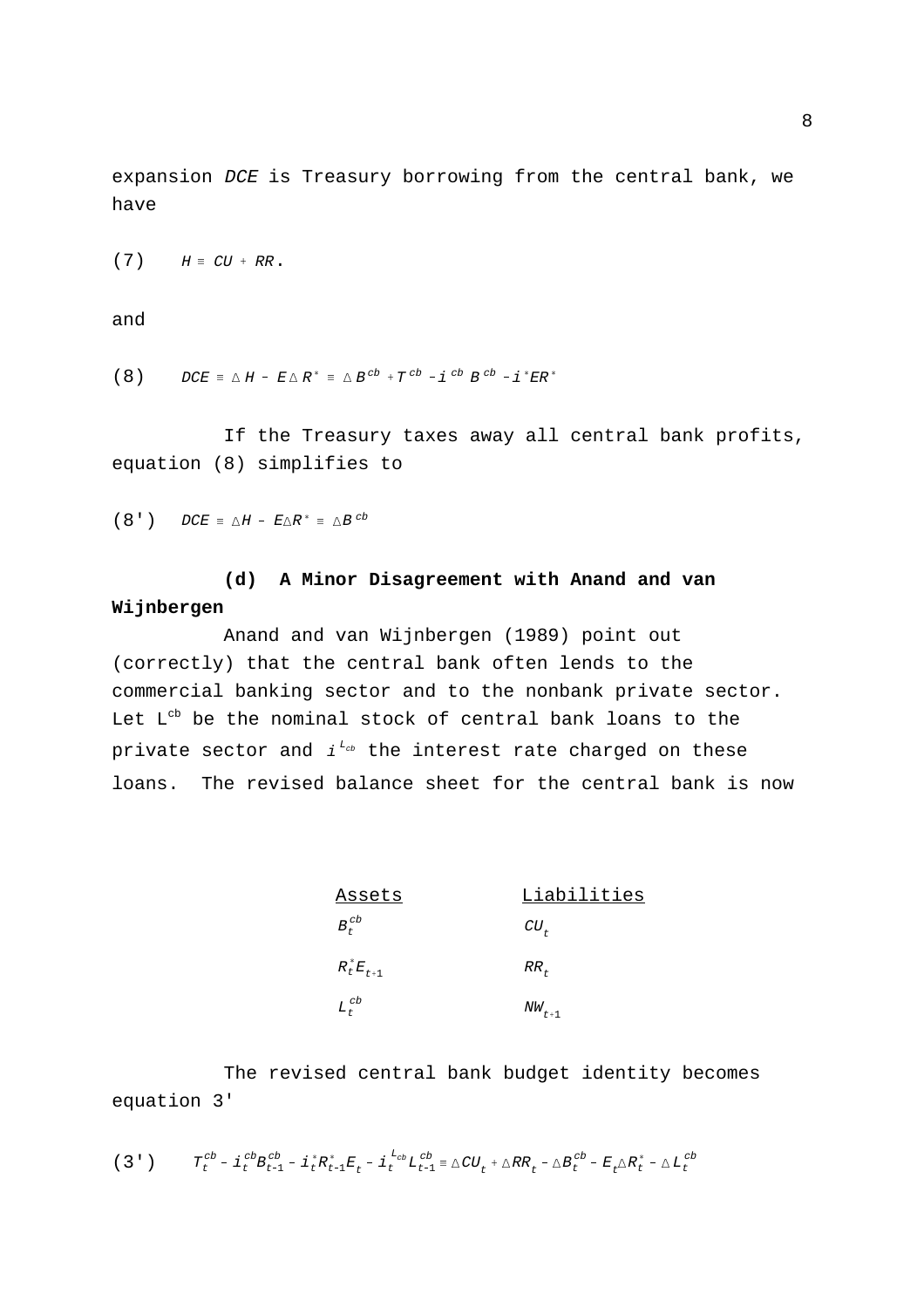expansion *DCE* is Treasury borrowing from the central bank, we have

(7) $$H \equiv CU + RR.$$

and

(8) $$DCE \equiv \Delta H - E\Delta R^{*} \equiv \Delta B^{cb} + T^{cb} - i^{cb} B^{cb} - i^{*}ER^{*}$$

If the Treasury taxes away all central bank profits, equation (8) simplifies to

(8') $$DCE \equiv \Delta H - E\Delta R^{*} \equiv \Delta B^{cb}$$

**(d) A Minor Disagreement with Anand and van Wijnbergen**

Anand and van Wijnbergen (1989) point out (correctly) that the central bank often lends to the commercial banking sector and to the nonbank private sector. Let $L^{cb}$ be the nominal stock of central bank loans to the private sector and $i^{L^{cb}}$ the interest rate charged on these loans. The revised balance sheet for the central bank is now

| Assets | Liabilities |
|---|---|
| $B_t^{cb}$ | $CU_t$ |
| $R_t^{*}E_{t+1}$ | $RR_t$ |
| $L_t^{cb}$ | $NW_{t+1}$ |

The revised central bank budget identity becomes equation 3'

(3') $$T_t^{cb} - i_t^{cb}B_{t-1}^{cb} - i_t^{*}R_{t-1}^{*}E_t - i_t^{L^{cb}}L_{t-1}^{cb} \equiv \Delta CU_t + \Delta RR_t - \Delta B_t^{cb} - E_t\Delta R_t^{*} - \Delta L_t^{cb}$$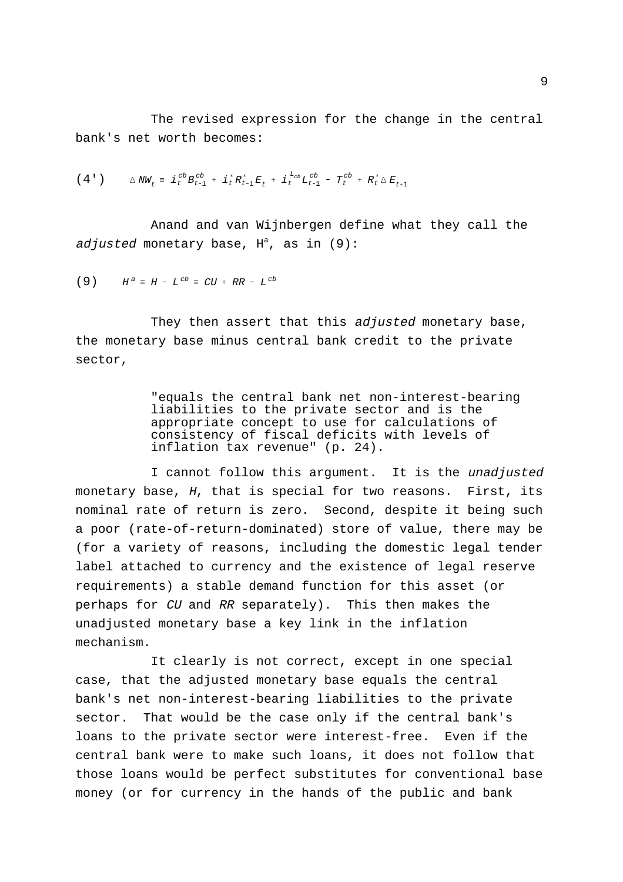The revised expression for the change in the central bank's net worth becomes:

$$(4') \quad \Delta NW_t \equiv i_t^{cb} B_{t-1}^{cb} + i_t^* R_{t-1}^* E_t + i_t^{L_{cb}} L_{t-1}^{cb} - T_t^{cb} + R_t^* \Delta E_{t+1}$$

Anand and van Wijnbergen define what they call the *adjusted* monetary base, $H^a$, as in (9):

$$(9) \quad H^a \equiv H - L^{cb} \equiv CU + RR - L^{cb}$$

They then assert that this *adjusted* monetary base, the monetary base minus central bank credit to the private sector,

> "equals the central bank net non-interest-bearing liabilities to the private sector and is the appropriate concept to use for calculations of consistency of fiscal deficits with levels of inflation tax revenue" (p. 24).

I cannot follow this argument. It is the *unadjusted* monetary base, $H$, that is special for two reasons. First, its nominal rate of return is zero. Second, despite it being such a poor (rate-of-return-dominated) store of value, there may be (for a variety of reasons, including the domestic legal tender label attached to currency and the existence of legal reserve requirements) a stable demand function for this asset (or perhaps for $CU$ and $RR$ separately). This then makes the unadjusted monetary base a key link in the inflation mechanism.

It clearly is not correct, except in one special case, that the adjusted monetary base equals the central bank's net non-interest-bearing liabilities to the private sector. That would be the case only if the central bank's loans to the private sector were interest-free. Even if the central bank were to make such loans, it does not follow that those loans would be perfect substitutes for conventional base money (or for currency in the hands of the public and bank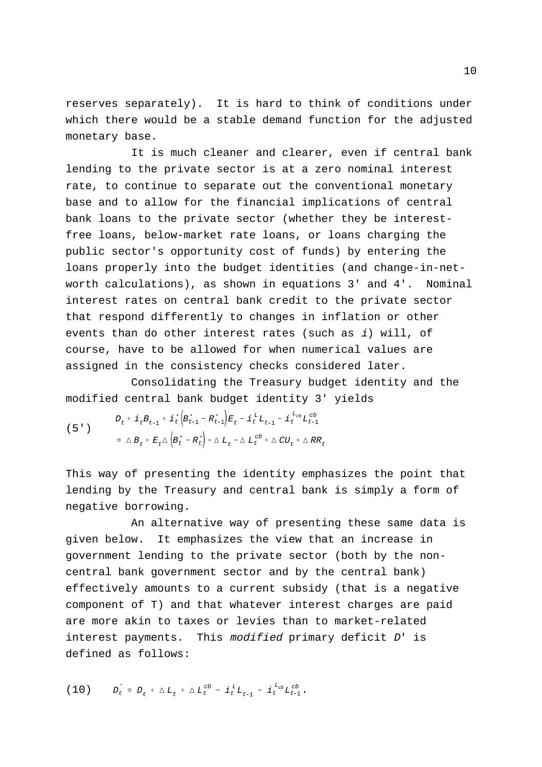reserves separately). It is hard to think of conditions under which there would be a stable demand function for the adjusted monetary base.

It is much cleaner and clearer, even if central bank lending to the private sector is at a zero nominal interest rate, to continue to separate out the conventional monetary base and to allow for the financial implications of central bank loans to the private sector (whether they be interest-free loans, below-market rate loans, or loans charging the public sector's opportunity cost of funds) by entering the loans properly into the budget identities (and change-in-net-worth calculations), as shown in equations 3' and 4'. Nominal interest rates on central bank credit to the private sector that respond differently to changes in inflation or other events than do other interest rates (such as *i*) will, of course, have to be allowed for when numerical values are assigned in the consistency checks considered later.

Consolidating the Treasury budget identity and the modified central bank budget identity 3' yields

$$(5') \quad \begin{aligned} & D_t + i_t B_{t-1} + i_t^* \left(B_{t-1}^* - R_{t-1}^*\right) E_t - i_t^L L_{t-1} - i_t^{L_{cb}} L_{t-1}^{cb} \\ & \equiv \Delta B_t + E_t \Delta \left(B_t^* - R_t^*\right) - \Delta L_t - \Delta L_t^{cb} + \Delta CU_t + \Delta RR_t \end{aligned}$$

This way of presenting the identity emphasizes the point that lending by the Treasury and central bank is simply a form of negative borrowing.

An alternative way of presenting these same data is given below. It emphasizes the view that an increase in government lending to the private sector (both by the non-central bank government sector and by the central bank) effectively amounts to a current subsidy (that is a negative component of T) and that whatever interest charges are paid are more akin to taxes or levies than to market-related interest payments. This *modified* primary deficit *D*' is defined as follows:

$$(10) \quad D_t^{'} \equiv D_t + \Delta L_t + \Delta L_t^{cb} - i_t^L L_{t-1} - i_t^{L_{cb}} L_{t-1}^{cb}.$$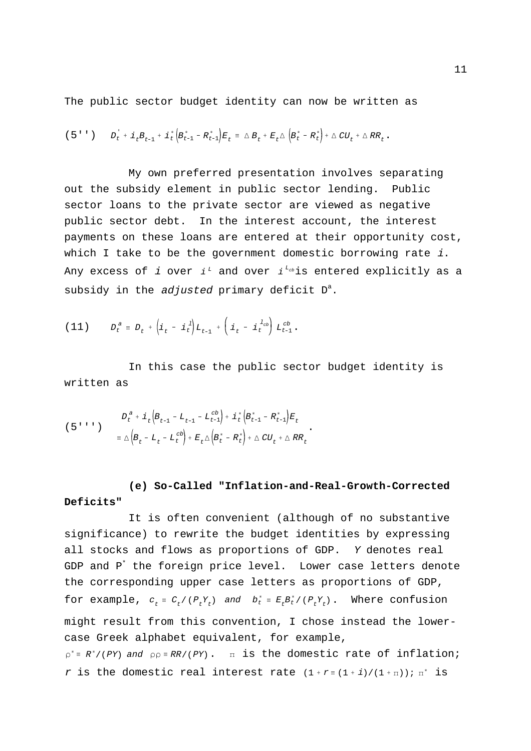The public sector budget identity can now be written as

$$(5'') \quad D_t^{'} + i_t B_{t-1} + i_t^* \left(B_{t-1}^* - R_{t-1}^*\right) E_t \equiv \Delta B_t + E_t \Delta \left(B_t^* - R_t^*\right) + \Delta CU_t + \Delta RR_t .$$

My own preferred presentation involves separating out the subsidy element in public sector lending. Public sector loans to the private sector are viewed as negative public sector debt. In the interest account, the interest payments on these loans are entered at their opportunity cost, which I take to be the government domestic borrowing rate $i$. Any excess of $i$ over $i^L$ and over $i^{L_{cb}}$ is entered explicitly as a subsidy in the *adjusted* primary deficit $D^a$.

$$(11) \quad D_t^a \equiv D_t + \left(i_t - i_t^l\right) L_{t-1} + \left(i_t - i_t^{l_{cb}}\right) L_{t-1}^{cb} .$$

In this case the public sector budget identity is written as

$$(5''') \quad \begin{aligned} & D_t^a + i_t \left(B_{t-1} - L_{t-1} - L_{t-1}^{cb}\right) + i_t^* \left(B_{t-1}^* - R_{t-1}^*\right) E_t \\ & \equiv \Delta \left(B_t - L_t - L_t^{cb}\right) + E_t \Delta \left(B_t^* - R_t^*\right) + \Delta CU_t + \Delta RR_t \end{aligned} .$$

**(e) So-Called "Inflation-and-Real-Growth-Corrected Deficits"**

It is often convenient (although of no substantive significance) to rewrite the budget identities by expressing all stocks and flows as proportions of GDP. $Y$ denotes real GDP and $P^*$ the foreign price level. Lower case letters denote the corresponding upper case letters as proportions of GDP, for example, $c_t \equiv C_t/(P_t Y_t)$ and $b_t^* \equiv E_t B_t^*/(P_t Y_t)$. Where confusion might result from this convention, I chose instead the lower-case Greek alphabet equivalent, for example, $\rho^* \equiv R^*/(PY)$ and $\rho\rho \equiv RR/(PY)$. $\pi$ is the domestic rate of inflation; $r$ is the domestic real interest rate $(1 + r \equiv (1 + i)/(1 + \pi))$; $\pi^*$ is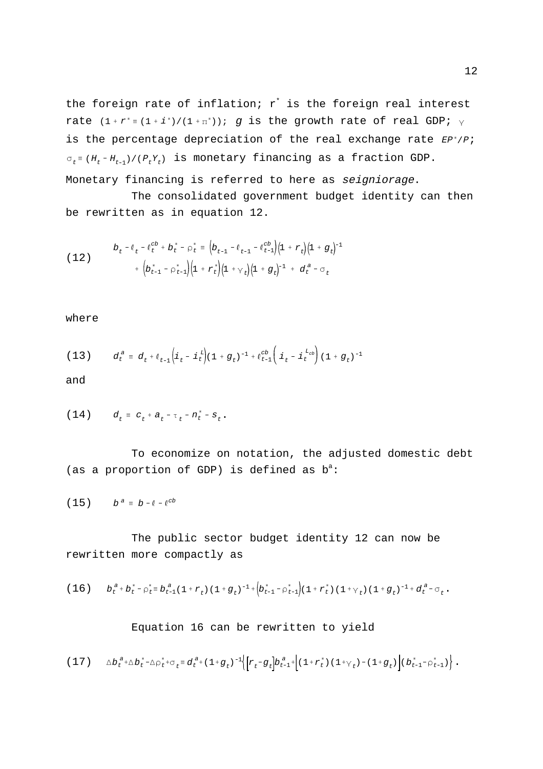the foreign rate of inflation; $r^*$ is the foreign real interest rate $(1+r^* \equiv (1+i^*)/(1+\pi^*))$; $g$ is the growth rate of real GDP; $\gamma$ is the percentage depreciation of the real exchange rate $EP^*/P$; $\sigma_t \equiv (H_t - H_{t-1})/(P_t Y_t)$ is monetary financing as a fraction GDP. Monetary financing is referred to here as *seigniorage*.

The consolidated government budget identity can then be rewritten as in equation 12.

$$
\begin{aligned}
(12)\qquad & b_t - \ell_t - \ell_t^{cb} + b_t^* - \rho_t^* \equiv \left(b_{t-1} - \ell_{t-1} - \ell_{t-1}^{cb}\right)\left(1+r_t\right)\left(1+g_t\right)^{-1} \\
& + \left(b_{t-1}^* - \rho_{t-1}^*\right)\left(1+r_t^*\right)\left(1+\gamma_t\right)\left(1+g_t\right)^{-1} + d_t^a - \sigma_t
\end{aligned}
$$

where

$$
(13)\qquad d_t^a \equiv d_t + \ell_{t-1}\left(i_t - i_t^L\right)(1+g_t)^{-1} + \ell_{t-1}^{cb}\left(i_t - i_t^{L_{cb}}\right)(1+g_t)^{-1}
$$

and

$$
(14)\qquad d_t \equiv c_t + a_t - \tau_t - n_t^* - s_t .
$$

To economize on notation, the adjusted domestic debt (as a proportion of GDP) is defined as $b^a$:

$$
(15)\qquad b^a \equiv b - \ell - \ell^{cb}
$$

The public sector budget identity 12 can now be rewritten more compactly as

$$
(16)\qquad b_t^a + b_t^* - \rho_t^* \equiv b_{t-1}^a(1+r_t)(1+g_t)^{-1} + \left(b_{t-1}^* - \rho_{t-1}^*\right)(1+r_t^*)(1+\gamma_t)(1+g_t)^{-1} + d_t^a - \sigma_t .
$$

Equation 16 can be rewritten to yield

$$
(17)\qquad \Delta b_t^a + \Delta b_t^* - \Delta\rho_t^* + \sigma_t \equiv d_t^a + (1+g_t)^{-1}\left\{\left[r_t - g_t\right]b_{t-1}^a + \left[(1+r_t^*)(1+\gamma_t) - (1+g_t)\right](b_{t-1}^* - \rho_{t-1}^*)\right\} .
$$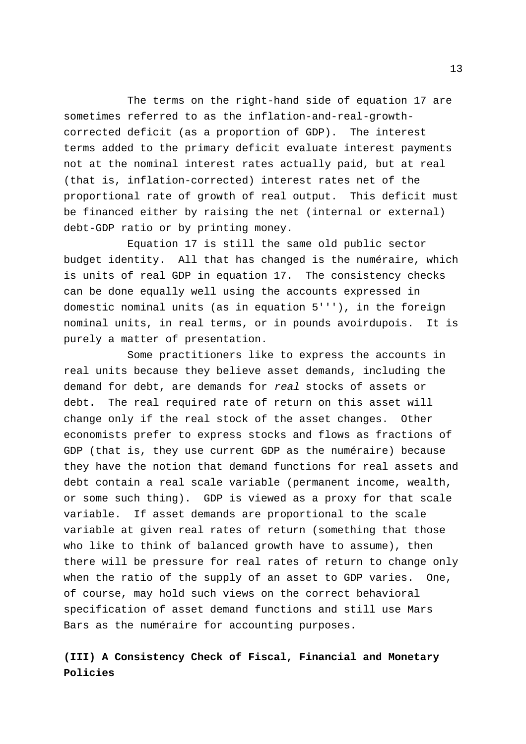The terms on the right-hand side of equation 17 are sometimes referred to as the inflation-and-real-growth-corrected deficit (as a proportion of GDP). The interest terms added to the primary deficit evaluate interest payments not at the nominal interest rates actually paid, but at real (that is, inflation-corrected) interest rates net of the proportional rate of growth of real output. This deficit must be financed either by raising the net (internal or external) debt-GDP ratio or by printing money.

Equation 17 is still the same old public sector budget identity. All that has changed is the numéraire, which is units of real GDP in equation 17. The consistency checks can be done equally well using the accounts expressed in domestic nominal units (as in equation 5'''), in the foreign nominal units, in real terms, or in pounds avoirdupois. It is purely a matter of presentation.

Some practitioners like to express the accounts in real units because they believe asset demands, including the demand for debt, are demands for *real* stocks of assets or debt. The real required rate of return on this asset will change only if the real stock of the asset changes. Other economists prefer to express stocks and flows as fractions of GDP (that is, they use current GDP as the numéraire) because they have the notion that demand functions for real assets and debt contain a real scale variable (permanent income, wealth, or some such thing). GDP is viewed as a proxy for that scale variable. If asset demands are proportional to the scale variable at given real rates of return (something that those who like to think of balanced growth have to assume), then there will be pressure for real rates of return to change only when the ratio of the supply of an asset to GDP varies. One, of course, may hold such views on the correct behavioral specification of asset demand functions and still use Mars Bars as the numéraire for accounting purposes.

## (III) A Consistency Check of Fiscal, Financial and Monetary Policies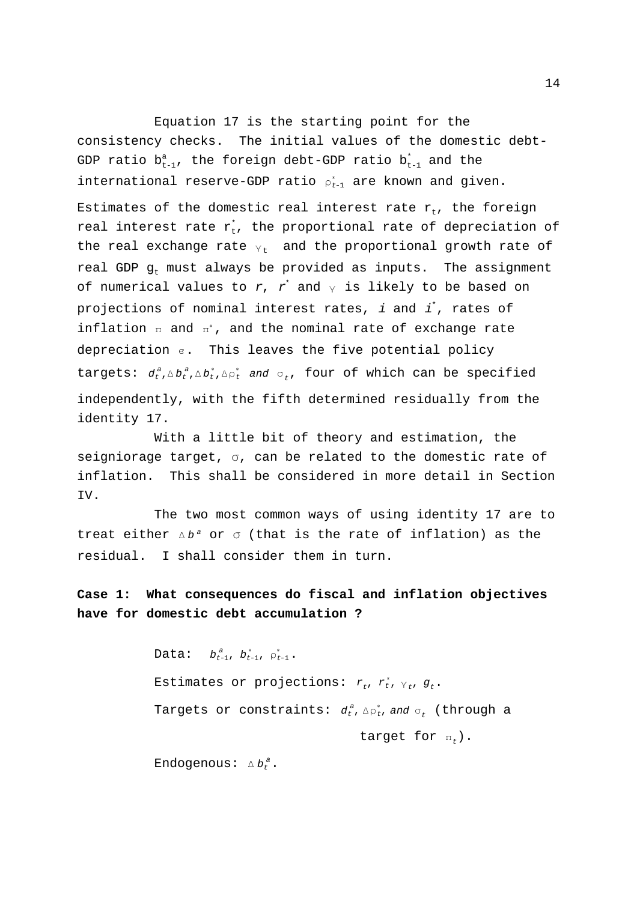Equation 17 is the starting point for the consistency checks. The initial values of the domestic debt-GDP ratio $b^a_{t-1}$, the foreign debt-GDP ratio $b^*_{t-1}$ and the international reserve-GDP ratio $\rho^*_{t-1}$ are known and given. Estimates of the domestic real interest rate $r_t$, the foreign real interest rate $r^*_t$, the proportional rate of depreciation of the real exchange rate $\gamma_t$ and the proportional growth rate of real GDP $g_t$ must always be provided as inputs. The assignment of numerical values to $r$, $r^*$ and $\gamma$ is likely to be based on projections of nominal interest rates, $i$ and $i^*$, rates of inflation $\pi$ and $\pi^*$, and the nominal rate of exchange rate depreciation $e$. This leaves the five potential policy targets: $d^a_t, \Delta b^a_t, \Delta b^*_t, \Delta\rho^*_t$ and $\sigma_t$, four of which can be specified independently, with the fifth determined residually from the identity 17.

With a little bit of theory and estimation, the seigniorage target, $\sigma$, can be related to the domestic rate of inflation. This shall be considered in more detail in Section IV.

The two most common ways of using identity 17 are to treat either $\Delta b^a$ or $\sigma$ (that is the rate of inflation) as the residual. I shall consider them in turn.

**Case 1: What consequences do fiscal and inflation objectives have for domestic debt accumulation ?**

Data: $b^a_{t-1}$, $b^*_{t-1}$, $\rho^*_{t-1}$.

Estimates or projections: $r_t$, $r^*_t$, $\gamma_t$, $g_t$.

Targets or constraints: $d^a_t$, $\Delta\rho^*_t$, and $\sigma_t$ (through a target for $\pi_t$).

Endogenous: $\Delta b^a_t$.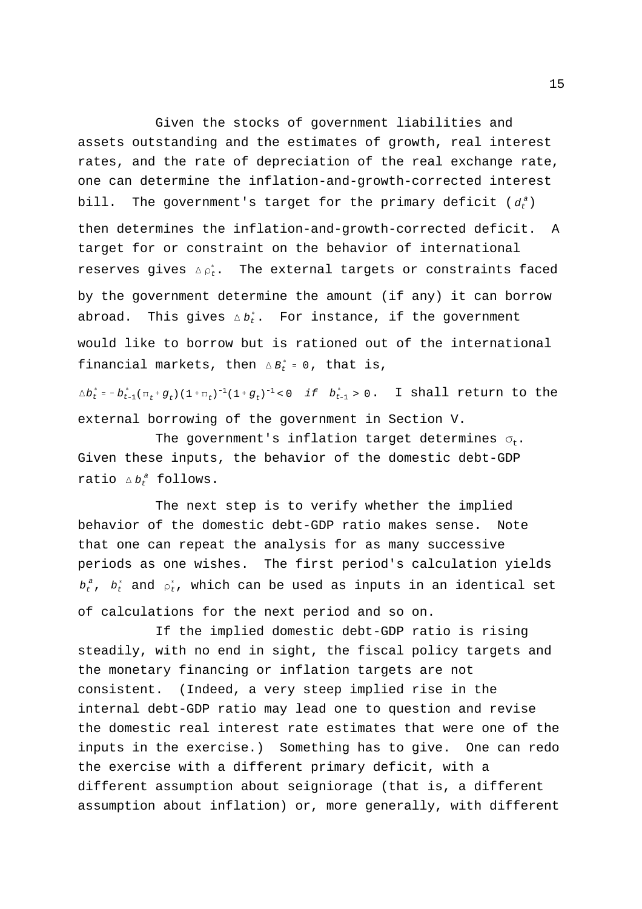Given the stocks of government liabilities and assets outstanding and the estimates of growth, real interest rates, and the rate of depreciation of the real exchange rate, one can determine the inflation-and-growth-corrected interest bill. The government's target for the primary deficit ($d_t^a$) then determines the inflation-and-growth-corrected deficit. A target for or constraint on the behavior of international reserves gives $\Delta \rho_t^*$. The external targets or constraints faced by the government determine the amount (if any) it can borrow abroad. This gives $\Delta b_t^*$. For instance, if the government would like to borrow but is rationed out of the international financial markets, then $\Delta B_t^* = 0$, that is,

$\Delta b_t^* = -b_{t-1}^*(\pi_t + g_t)(1+\pi_t)^{-1}(1+g_t)^{-1} < 0 \;\; if \;\; b_{t-1}^* > 0$. I shall return to the external borrowing of the government in Section V.

The government's inflation target determines $\sigma_t$. Given these inputs, the behavior of the domestic debt-GDP ratio $\Delta b_t^a$ follows.

The next step is to verify whether the implied behavior of the domestic debt-GDP ratio makes sense. Note that one can repeat the analysis for as many successive periods as one wishes. The first period's calculation yields $b_t^a$, $b_t^*$ and $\rho_t^*$, which can be used as inputs in an identical set of calculations for the next period and so on.

If the implied domestic debt-GDP ratio is rising steadily, with no end in sight, the fiscal policy targets and the monetary financing or inflation targets are not consistent. (Indeed, a very steep implied rise in the internal debt-GDP ratio may lead one to question and revise the domestic real interest rate estimates that were one of the inputs in the exercise.) Something has to give. One can redo the exercise with a different primary deficit, with a different assumption about seigniorage (that is, a different assumption about inflation) or, more generally, with different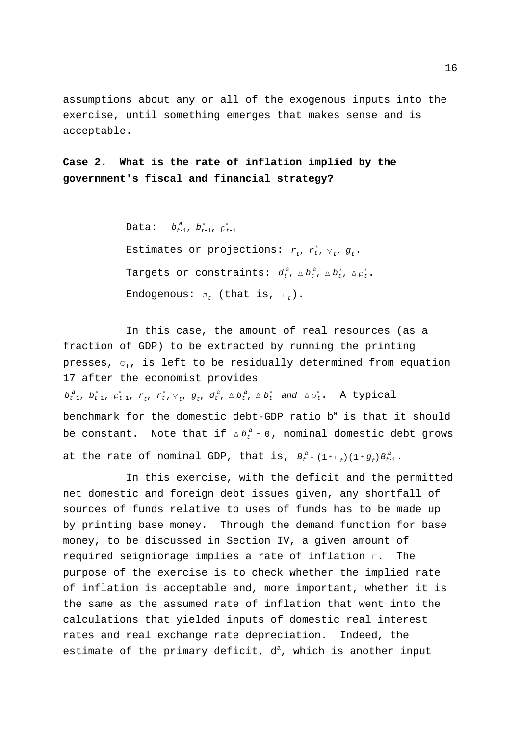assumptions about any or all of the exogenous inputs into the exercise, until something emerges that makes sense and is acceptable.

**Case 2. What is the rate of inflation implied by the government's fiscal and financial strategy?**

Data: $b^a_{t-1}$, $b^*_{t-1}$, $\rho^*_{t-1}$

Estimates or projections: $r_t$, $r^*_t$, $\gamma_t$, $g_t$.

Targets or constraints: $d^a_t$, $\Delta b^a_t$, $\Delta b^*_t$, $\Delta \rho^*_t$.

Endogenous: $\sigma_t$ (that is, $\pi_t$).

In this case, the amount of real resources (as a fraction of GDP) to be extracted by running the printing presses, $\sigma_t$, is left to be residually determined from equation 17 after the economist provides $b^a_{t-1}$, $b^*_{t-1}$, $\rho^*_{t-1}$, $r_t$, $r^*_t$, $\gamma_t$, $g_t$, $d^a_t$, $\Delta b^a_t$, $\Delta b^*_t$ *and* $\Delta \rho^*_t$. A typical benchmark for the domestic debt-GDP ratio $b^a$ is that it should be constant. Note that if $\Delta b^a_t = 0$, nominal domestic debt grows at the rate of nominal GDP, that is, $B^a_t = (1+\pi_t)(1+g_t)B^a_{t-1}$.

In this exercise, with the deficit and the permitted net domestic and foreign debt issues given, any shortfall of sources of funds relative to uses of funds has to be made up by printing base money. Through the demand function for base money, to be discussed in Section IV, a given amount of required seigniorage implies a rate of inflation $\pi$. The purpose of the exercise is to check whether the implied rate of inflation is acceptable and, more important, whether it is the same as the assumed rate of inflation that went into the calculations that yielded inputs of domestic real interest rates and real exchange rate depreciation. Indeed, the estimate of the primary deficit, $d^a$, which is another input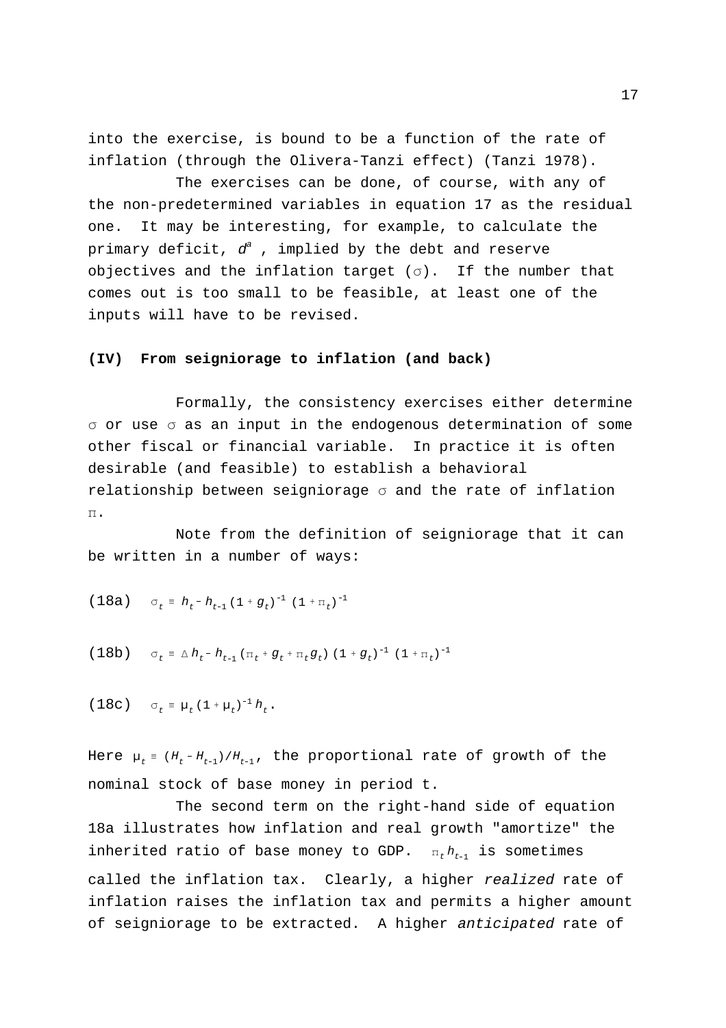into the exercise, is bound to be a function of the rate of inflation (through the Olivera-Tanzi effect) (Tanzi 1978).

The exercises can be done, of course, with any of the non-predetermined variables in equation 17 as the residual one. It may be interesting, for example, to calculate the primary deficit, $d^a$, implied by the debt and reserve objectives and the inflation target ($\sigma$). If the number that comes out is too small to be feasible, at least one of the inputs will have to be revised.

### (IV) From seigniorage to inflation (and back)

Formally, the consistency exercises either determine $\sigma$ or use $\sigma$ as an input in the endogenous determination of some other fiscal or financial variable. In practice it is often desirable (and feasible) to establish a behavioral relationship between seigniorage $\sigma$ and the rate of inflation $\pi$.

Note from the definition of seigniorage that it can be written in a number of ways:

(18a) $$\sigma_t \equiv h_t - h_{t-1}(1+g_t)^{-1}(1+\pi_t)^{-1}$$

(18b) $$\sigma_t \equiv \Delta h_t - h_{t-1}(\pi_t + g_t + \pi_t g_t)(1+g_t)^{-1}(1+\pi_t)^{-1}$$

(18c) $$\sigma_t \equiv \mu_t(1+\mu_t)^{-1} h_t .$$

Here $\mu_t \equiv (H_t - H_{t-1})/H_{t-1}$, the proportional rate of growth of the nominal stock of base money in period t.

The second term on the right-hand side of equation 18a illustrates how inflation and real growth "amortize" the inherited ratio of base money to GDP. $\pi_t h_{t-1}$ is sometimes called the inflation tax. Clearly, a higher *realized* rate of inflation raises the inflation tax and permits a higher amount of seigniorage to be extracted. A higher *anticipated* rate of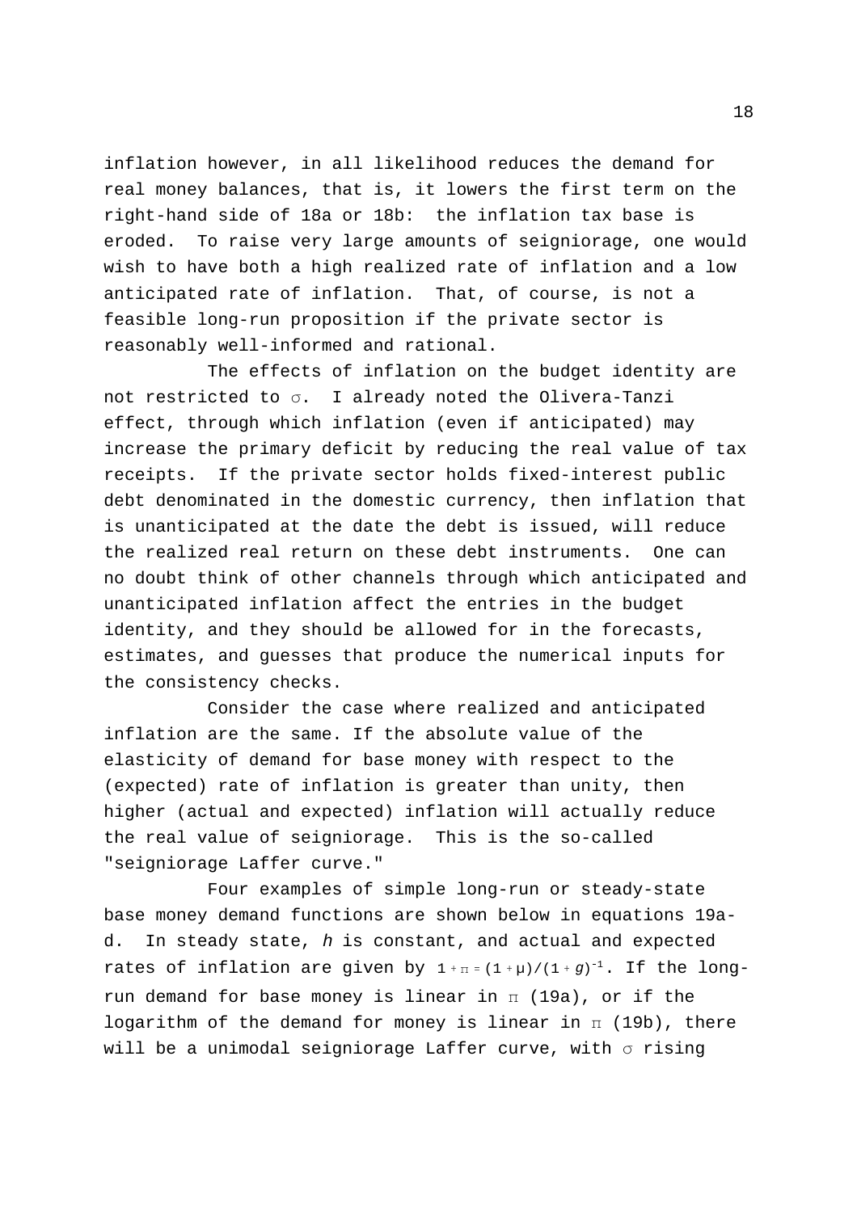inflation however, in all likelihood reduces the demand for real money balances, that is, it lowers the first term on the right-hand side of 18a or 18b: the inflation tax base is eroded. To raise very large amounts of seigniorage, one would wish to have both a high realized rate of inflation and a low anticipated rate of inflation. That, of course, is not a feasible long-run proposition if the private sector is reasonably well-informed and rational.

The effects of inflation on the budget identity are not restricted to $\sigma$. I already noted the Olivera-Tanzi effect, through which inflation (even if anticipated) may increase the primary deficit by reducing the real value of tax receipts. If the private sector holds fixed-interest public debt denominated in the domestic currency, then inflation that is unanticipated at the date the debt is issued, will reduce the realized real return on these debt instruments. One can no doubt think of other channels through which anticipated and unanticipated inflation affect the entries in the budget identity, and they should be allowed for in the forecasts, estimates, and guesses that produce the numerical inputs for the consistency checks.

Consider the case where realized and anticipated inflation are the same. If the absolute value of the elasticity of demand for base money with respect to the (expected) rate of inflation is greater than unity, then higher (actual and expected) inflation will actually reduce the real value of seigniorage. This is the so-called "seigniorage Laffer curve."

Four examples of simple long-run or steady-state base money demand functions are shown below in equations 19a-d. In steady state, $h$ is constant, and actual and expected rates of inflation are given by $1+\pi=(1+\mu)/(1+g)^{-1}$. If the long-run demand for base money is linear in $\pi$ (19a), or if the logarithm of the demand for money is linear in $\pi$ (19b), there will be a unimodal seigniorage Laffer curve, with $\sigma$ rising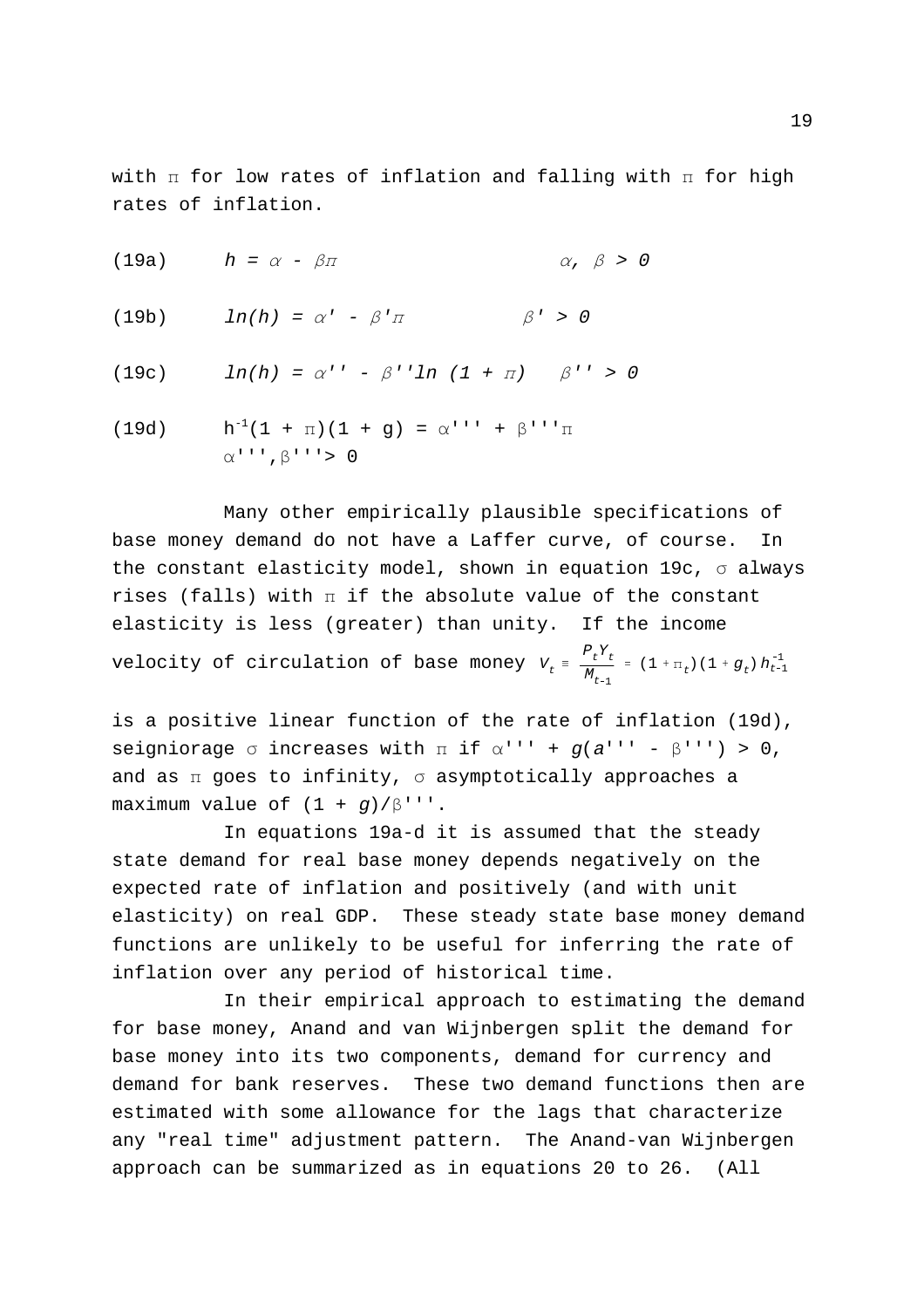with $\pi$ for low rates of inflation and falling with $\pi$ for high rates of inflation.

(19a) $\quad h = \alpha - \beta\pi \qquad\qquad \alpha,\ \beta > 0$

(19b) $\quad ln(h) = \alpha' - \beta'\pi \qquad \beta' > 0$

(19c) $\quad ln(h) = \alpha'' - \beta'' ln\,(1 + \pi) \qquad \beta'' > 0$

(19d) $\quad h^{-1}(1 + \pi)(1 + g) = \alpha''' + \beta'''\pi$
$\alpha''',\beta''' > 0$

Many other empirically plausible specifications of base money demand do not have a Laffer curve, of course. In the constant elasticity model, shown in equation 19c, $\sigma$ always rises (falls) with $\pi$ if the absolute value of the constant elasticity is less (greater) than unity. If the income velocity of circulation of base money $V_t \equiv \frac{P_t Y_t}{M_{t-1}} = (1 + \pi_t)(1 + g_t)h_{t-1}^{-1}$

is a positive linear function of the rate of inflation (19d), seigniorage $\sigma$ increases with $\pi$ if $\alpha''' + g(a''' - \beta''') > 0$, and as $\pi$ goes to infinity, $\sigma$ asymptotically approaches a maximum value of $(1 + g)/\beta'''$.

In equations 19a-d it is assumed that the steady state demand for real base money depends negatively on the expected rate of inflation and positively (and with unit elasticity) on real GDP. These steady state base money demand functions are unlikely to be useful for inferring the rate of inflation over any period of historical time.

In their empirical approach to estimating the demand for base money, Anand and van Wijnbergen split the demand for base money into its two components, demand for currency and demand for bank reserves. These two demand functions then are estimated with some allowance for the lags that characterize any "real time" adjustment pattern. The Anand-van Wijnbergen approach can be summarized as in equations 20 to 26. (All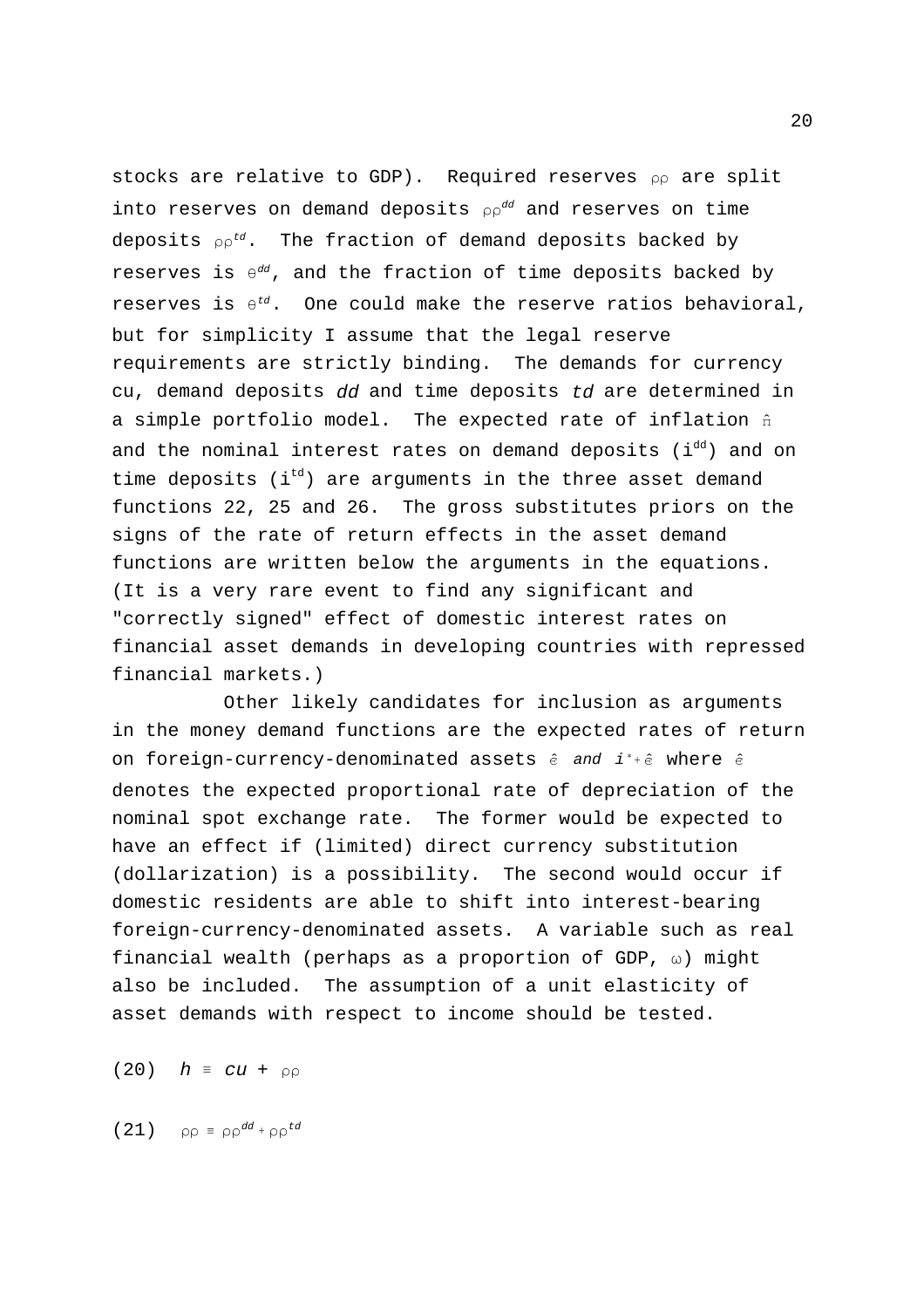stocks are relative to GDP). Required reserves $\rho\rho$ are split into reserves on demand deposits $\rho\rho^{dd}$ and reserves on time deposits $\rho\rho^{td}$. The fraction of demand deposits backed by reserves is $\theta^{dd}$, and the fraction of time deposits backed by reserves is $\theta^{td}$. One could make the reserve ratios behavioral, but for simplicity I assume that the legal reserve requirements are strictly binding. The demands for currency cu, demand deposits *dd* and time deposits *td* are determined in a simple portfolio model. The expected rate of inflation $\hat{\pi}$ and the nominal interest rates on demand deposits ($i^{dd}$) and on time deposits ($i^{td}$) are arguments in the three asset demand functions 22, 25 and 26. The gross substitutes priors on the signs of the rate of return effects in the asset demand functions are written below the arguments in the equations. (It is a very rare event to find any significant and "correctly signed" effect of domestic interest rates on financial asset demands in developing countries with repressed financial markets.)

Other likely candidates for inclusion as arguments in the money demand functions are the expected rates of return on foreign-currency-denominated assets $\hat{e}$ and $i^{*}+\hat{e}$ where $\hat{e}$ denotes the expected proportional rate of depreciation of the nominal spot exchange rate. The former would be expected to have an effect if (limited) direct currency substitution (dollarization) is a possibility. The second would occur if domestic residents are able to shift into interest-bearing foreign-currency-denominated assets. A variable such as real financial wealth (perhaps as a proportion of GDP, $\omega$) might also be included. The assumption of a unit elasticity of asset demands with respect to income should be tested.

(20) $h \equiv cu + \rho\rho$

(21) $\rho\rho \equiv \rho\rho^{dd} + \rho\rho^{td}$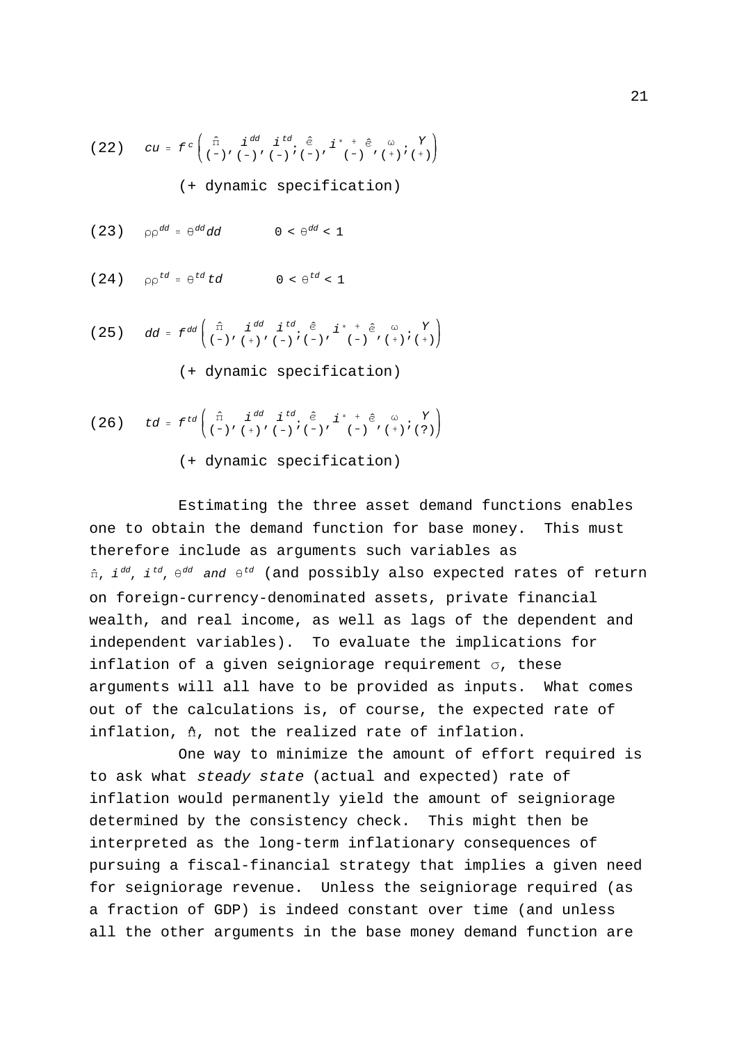$$(22) \quad cu = f^{c}\left(\underset{(-)}{\hat{\pi}}, \underset{(-)}{i^{dd}}, \underset{(-)}{i^{td}}; \underset{(-)}{\hat{e}}, \underset{(-)}{i^{*} + \hat{e}}, \underset{(+)}{\omega}; \underset{(+)}{Y}\right)$$

(+ dynamic specification)

$$(23) \quad \rho\rho^{dd} = \theta^{dd} dd \qquad 0 < \theta^{dd} < 1$$

$$(24) \quad \rho\rho^{td} = \theta^{td} td \qquad 0 < \theta^{td} < 1$$

$$(25) \quad dd = f^{dd}\left(\underset{(-)}{\hat{\pi}}, \underset{(+)}{i^{dd}}, \underset{(-)}{i^{td}}; \underset{(-)}{\hat{e}}, \underset{(-)}{i^{*} + \hat{e}}, \underset{(+)}{\omega}; \underset{(+)}{Y}\right)$$

(+ dynamic specification)

$$(26) \quad td = f^{td}\left(\underset{(-)}{\hat{\pi}}, \underset{(+)}{i^{dd}}, \underset{(-)}{i^{td}}; \underset{(-)}{\hat{e}}, \underset{(-)}{i^{*} + \hat{e}}, \underset{(+)}{\omega}; \underset{(?)}{Y}\right)$$

(+ dynamic specification)

Estimating the three asset demand functions enables one to obtain the demand function for base money. This must therefore include as arguments such variables as $\hat{\pi}$, $i^{dd}$, $i^{td}$, $\theta^{dd}$ *and* $\theta^{td}$ (and possibly also expected rates of return on foreign-currency-denominated assets, private financial wealth, and real income, as well as lags of the dependent and independent variables). To evaluate the implications for inflation of a given seigniorage requirement $\sigma$, these arguments will all have to be provided as inputs. What comes out of the calculations is, of course, the expected rate of inflation, $\hat{\pi}$, not the realized rate of inflation.

One way to minimize the amount of effort required is to ask what *steady state* (actual and expected) rate of inflation would permanently yield the amount of seigniorage determined by the consistency check. This might then be interpreted as the long-term inflationary consequences of pursuing a fiscal-financial strategy that implies a given need for seigniorage revenue. Unless the seigniorage required (as a fraction of GDP) is indeed constant over time (and unless all the other arguments in the base money demand function are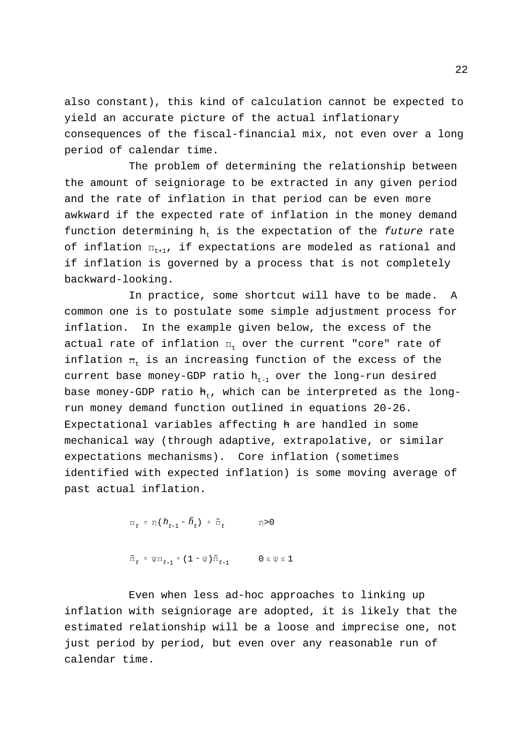also constant), this kind of calculation cannot be expected to yield an accurate picture of the actual inflationary consequences of the fiscal-financial mix, not even over a long period of calendar time.

The problem of determining the relationship between the amount of seigniorage to be extracted in any given period and the rate of inflation in that period can be even more awkward if the expected rate of inflation in the money demand function determining $h_t$ is the expectation of the *future* rate of inflation $\pi_{t+1}$, if expectations are modeled as rational and if inflation is governed by a process that is not completely backward-looking.

In practice, some shortcut will have to be made. A common one is to postulate some simple adjustment process for inflation. In the example given below, the excess of the actual rate of inflation $\pi_t$ over the current "core" rate of inflation $\bar{\pi}_t$ is an increasing function of the excess of the current base money-GDP ratio $h_{t-1}$ over the long-run desired base money-GDP ratio $\bar{h}_t$, which can be interpreted as the long-run money demand function outlined in equations 20-26. Expectational variables affecting $\bar{h}$ are handled in some mechanical way (through adaptive, extrapolative, or similar expectations mechanisms). Core inflation (sometimes identified with expected inflation) is some moving average of past actual inflation.

$$\pi_t = \eta(h_{t-1} - \bar{h}_t) + \tilde{\pi}_t \qquad \eta > 0$$

$$\tilde{\pi}_t = \psi\pi_{t-1} + (1 - \psi)\tilde{\pi}_{t-1} \qquad 0 \leq \psi \leq 1$$

Even when less ad-hoc approaches to linking up inflation with seigniorage are adopted, it is likely that the estimated relationship will be a loose and imprecise one, not just period by period, but even over any reasonable run of calendar time.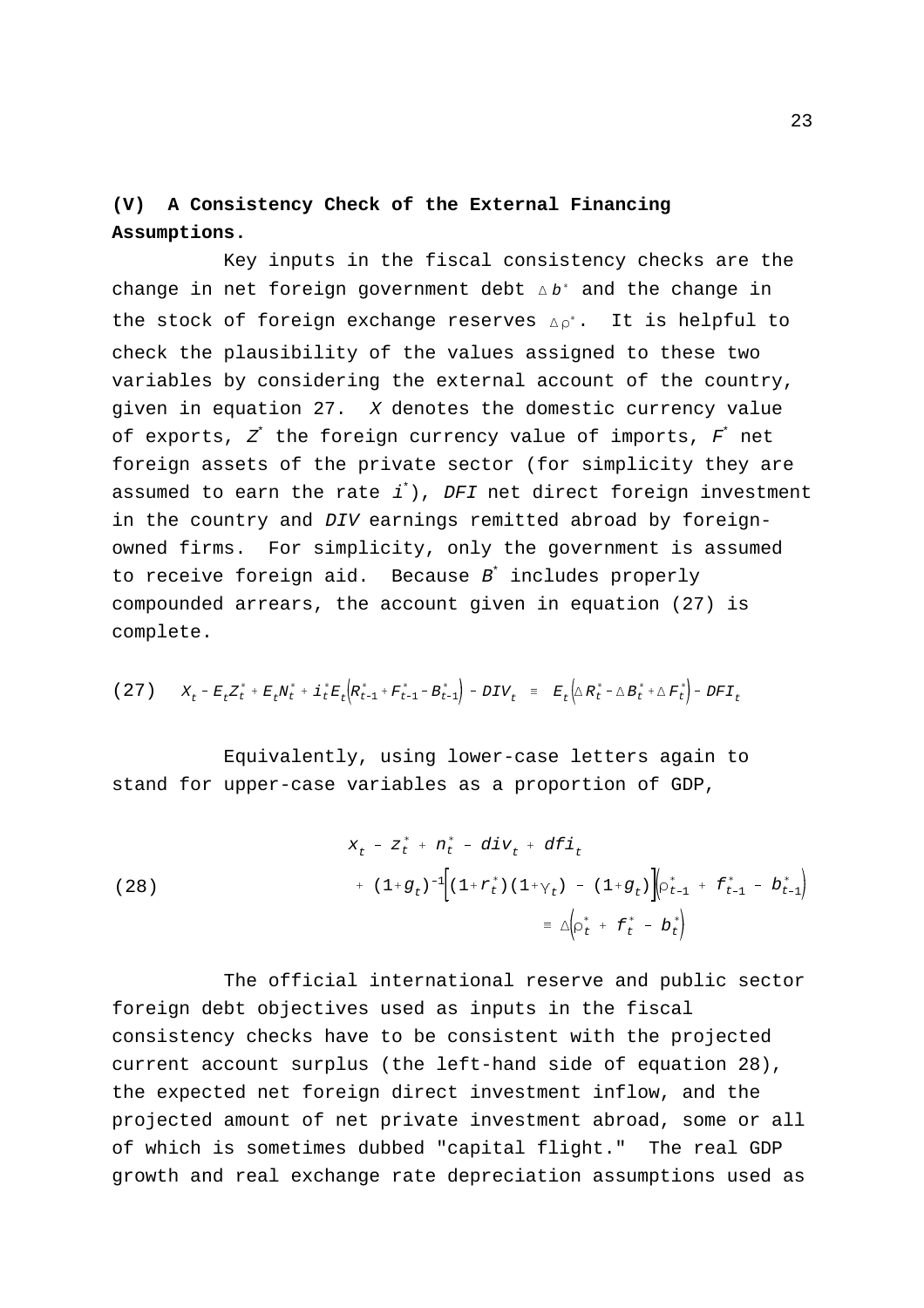### (V) A Consistency Check of the External Financing Assumptions.

Key inputs in the fiscal consistency checks are the change in net foreign government debt $\Delta b^*$ and the change in the stock of foreign exchange reserves $\Delta \rho^*$. It is helpful to check the plausibility of the values assigned to these two variables by considering the external account of the country, given in equation 27. $X$ denotes the domestic currency value of exports, $Z^*$ the foreign currency value of imports, $F^*$ net foreign assets of the private sector (for simplicity they are assumed to earn the rate $i^*$), $DFI$ net direct foreign investment in the country and $DIV$ earnings remitted abroad by foreign-owned firms. For simplicity, only the government is assumed to receive foreign aid. Because $B^*$ includes properly compounded arrears, the account given in equation (27) is complete.

$$(27) \quad X_t - E_t Z_t^* + E_t N_t^* + i_t^* E_t\left(R_{t-1}^* + F_{t-1}^* - B_{t-1}^*\right) - DIV_t \;\equiv\; E_t\left(\Delta R_t^* - \Delta B_t^* + \Delta F_t^*\right) - DFI_t$$

Equivalently, using lower-case letters again to stand for upper-case variables as a proportion of GDP,

$$(28) \quad \begin{aligned} & x_t - z_t^* + n_t^* - div_t + dfi_t \\ & + (1+g_t)^{-1}\left[(1+r_t^*)(1+\gamma_t) - (1+g_t)\right]\left(\rho_{t-1}^* + f_{t-1}^* - b_{t-1}^*\right) \\ & \equiv \Delta\left(\rho_t^* + f_t^* - b_t^*\right) \end{aligned}$$

The official international reserve and public sector foreign debt objectives used as inputs in the fiscal consistency checks have to be consistent with the projected current account surplus (the left-hand side of equation 28), the expected net foreign direct investment inflow, and the projected amount of net private investment abroad, some or all of which is sometimes dubbed "capital flight." The real GDP growth and real exchange rate depreciation assumptions used as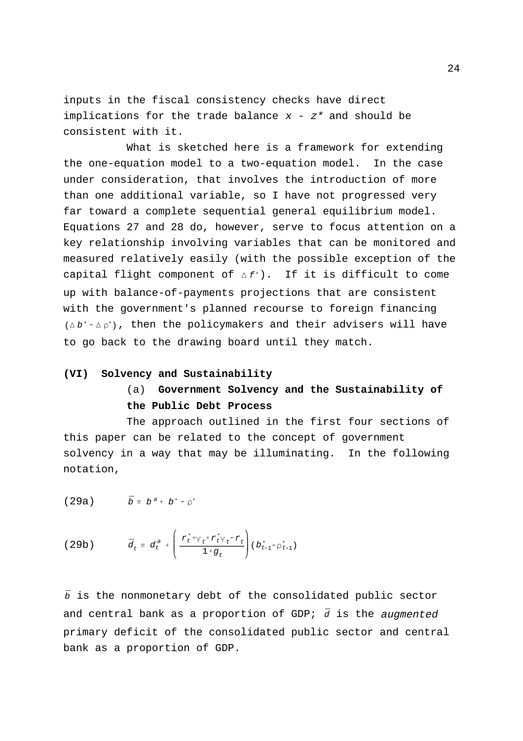inputs in the fiscal consistency checks have direct implications for the trade balance $x - z^*$ and should be consistent with it.

What is sketched here is a framework for extending the one-equation model to a two-equation model. In the case under consideration, that involves the introduction of more than one additional variable, so I have not progressed very far toward a complete sequential general equilibrium model. Equations 27 and 28 do, however, serve to focus attention on a key relationship involving variables that can be monitored and measured relatively easily (with the possible exception of the capital flight component of $\Delta f^*$). If it is difficult to come up with balance-of-payments projections that are consistent with the government's planned recourse to foreign financing $(\Delta b^* - \Delta \rho^*)$, then the policymakers and their advisers will have to go back to the drawing board until they match.

## (VI) Solvency and Sustainability

### (a) Government Solvency and the Sustainability of the Public Debt Process

The approach outlined in the first four sections of this paper can be related to the concept of government solvency in a way that may be illuminating. In the following notation,

$$\bar{b} \equiv b^a + b^* - \rho^* \tag{29a}$$

$$\bar{d}_t \equiv d_t^a + \left( \frac{r_t^* + \gamma_t + r_t^* \gamma_t - r_t}{1 + g_t} \right) (b_{t-1}^* - \rho_{t-1}^*) \tag{29b}$$

$\bar{b}$ is the nonmonetary debt of the consolidated public sector and central bank as a proportion of GDP; $\bar{d}$ is the *augmented* primary deficit of the consolidated public sector and central bank as a proportion of GDP.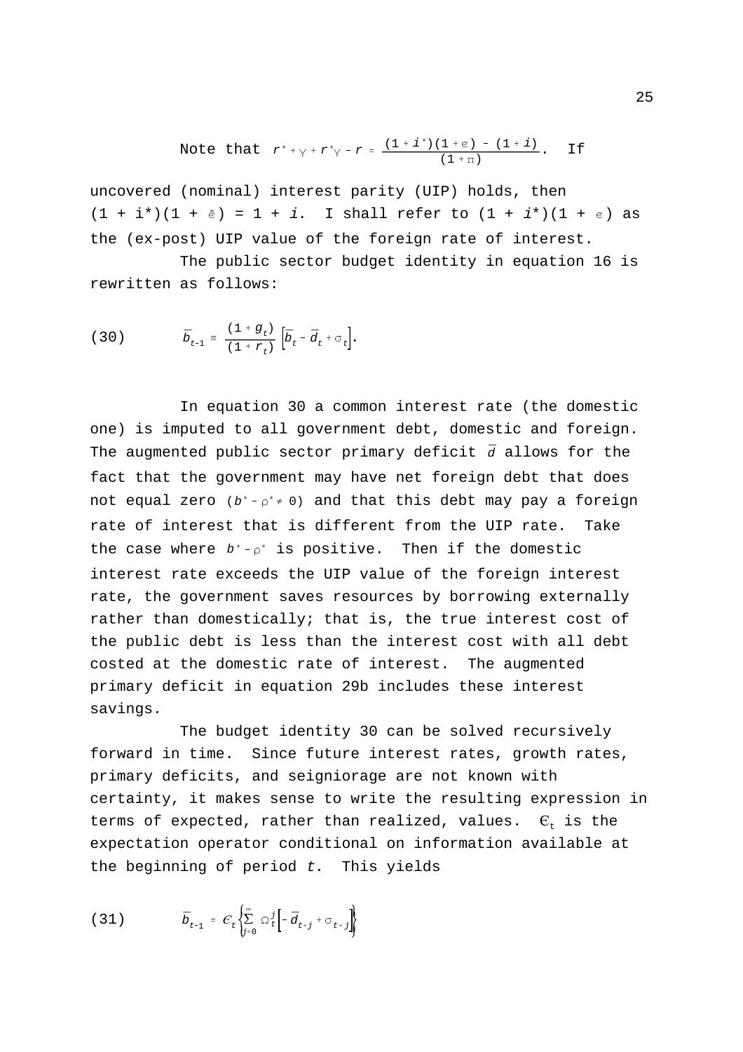Note that $r^* + \gamma + r^*\gamma - r = \frac{(1 + i^*)(1 + e) - (1 + i)}{(1 + \pi)}$. If uncovered (nominal) interest parity (UIP) holds, then $(1 + i^*)(1 + \hat{e}) = 1 + i$. I shall refer to $(1 + i^*)(1 + e)$ as the (ex-post) UIP value of the foreign rate of interest.

The public sector budget identity in equation 16 is rewritten as follows:

$$(30) \qquad \bar{b}_{t-1} \equiv \frac{(1 + g_t)}{(1 + r_t)} \left[\bar{b}_t - \bar{d}_t + \sigma_t\right].$$

In equation 30 a common interest rate (the domestic one) is imputed to all government debt, domestic and foreign. The augmented public sector primary deficit $\bar{d}$ allows for the fact that the government may have net foreign debt that does not equal zero ($b^* - \rho^* \neq 0$) and that this debt may pay a foreign rate of interest that is different from the UIP rate. Take the case where $b^* - \rho^*$ is positive. Then if the domestic interest rate exceeds the UIP value of the foreign interest rate, the government saves resources by borrowing externally rather than domestically; that is, the true interest cost of the public debt is less than the interest cost with all debt costed at the domestic rate of interest. The augmented primary deficit in equation 29b includes these interest savings.

The budget identity 30 can be solved recursively forward in time. Since future interest rates, growth rates, primary deficits, and seigniorage are not known with certainty, it makes sense to write the resulting expression in terms of expected, rather than realized, values. $\mathcal{E}_t$ is the expectation operator conditional on information available at the beginning of period $t$. This yields

$$(31) \qquad \bar{b}_{t-1} = \mathcal{E}_t \left\{ \sum_{j=0}^{\infty} \Omega_t^j \left[ -\bar{d}_{t+j} + \sigma_{t+j} \right] \right\}$$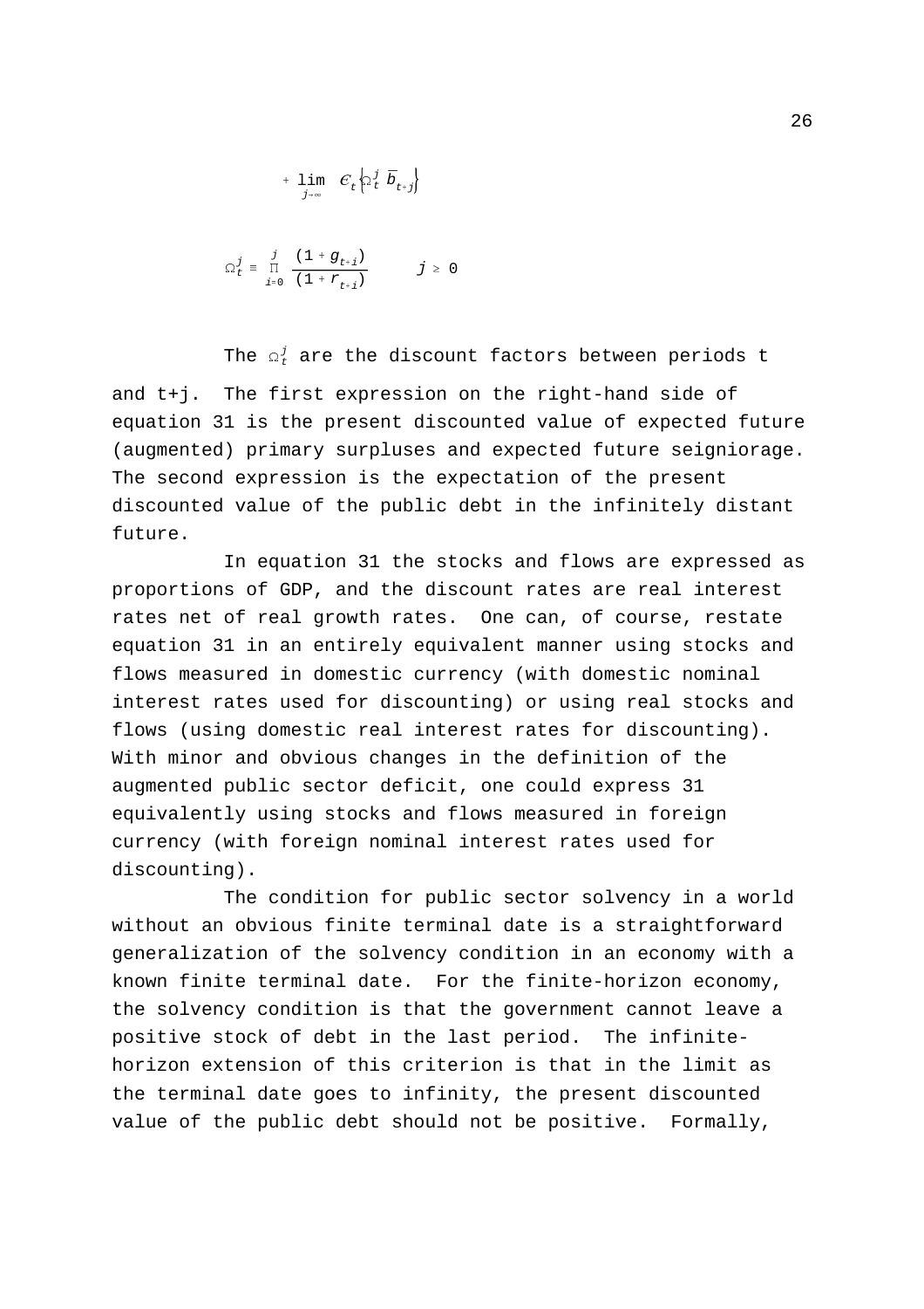$$+ \lim_{j \to \infty} E_t \left\{ \Omega_t^j \, \bar{b}_{t+j} \right\}$$

$$\Omega_t^j \equiv \prod_{i=0}^{j} \frac{(1 + g_{t+i})}{(1 + r_{t+i})} \qquad j \geq 0$$

The $\Omega_t^j$ are the discount factors between periods t and t+j. The first expression on the right-hand side of equation 31 is the present discounted value of expected future (augmented) primary surpluses and expected future seigniorage. The second expression is the expectation of the present discounted value of the public debt in the infinitely distant future.

In equation 31 the stocks and flows are expressed as proportions of GDP, and the discount rates are real interest rates net of real growth rates. One can, of course, restate equation 31 in an entirely equivalent manner using stocks and flows measured in domestic currency (with domestic nominal interest rates used for discounting) or using real stocks and flows (using domestic real interest rates for discounting). With minor and obvious changes in the definition of the augmented public sector deficit, one could express 31 equivalently using stocks and flows measured in foreign currency (with foreign nominal interest rates used for discounting).

The condition for public sector solvency in a world without an obvious finite terminal date is a straightforward generalization of the solvency condition in an economy with a known finite terminal date. For the finite-horizon economy, the solvency condition is that the government cannot leave a positive stock of debt in the last period. The infinite-horizon extension of this criterion is that in the limit as the terminal date goes to infinity, the present discounted value of the public debt should not be positive. Formally,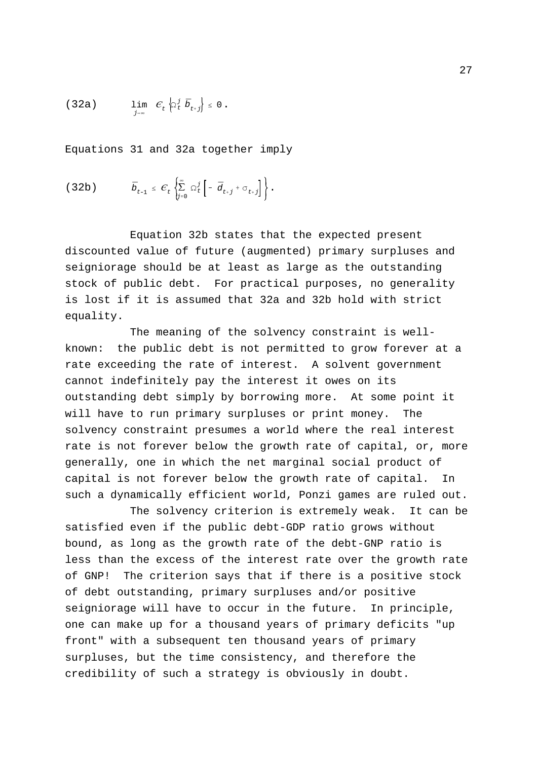(32a) $$\lim_{j \to \infty} \mathcal{E}_t \left\{ \Omega_t^j \, \bar{b}_{t+j} \right\} \leq 0 \, .$$

Equations 31 and 32a together imply

(32b) $$\bar{b}_{t-1} \leq \mathcal{E}_t \left\{ \sum_{j=0}^{\infty} \Omega_t^j \left[ -\bar{d}_{t+j} + \sigma_{t+j} \right] \right\} .$$

Equation 32b states that the expected present discounted value of future (augmented) primary surpluses and seigniorage should be at least as large as the outstanding stock of public debt. For practical purposes, no generality is lost if it is assumed that 32a and 32b hold with strict equality.

The meaning of the solvency constraint is well-known: the public debt is not permitted to grow forever at a rate exceeding the rate of interest. A solvent government cannot indefinitely pay the interest it owes on its outstanding debt simply by borrowing more. At some point it will have to run primary surpluses or print money. The solvency constraint presumes a world where the real interest rate is not forever below the growth rate of capital, or, more generally, one in which the net marginal social product of capital is not forever below the growth rate of capital. In such a dynamically efficient world, Ponzi games are ruled out.

The solvency criterion is extremely weak. It can be satisfied even if the public debt-GDP ratio grows without bound, as long as the growth rate of the debt-GNP ratio is less than the excess of the interest rate over the growth rate of GNP! The criterion says that if there is a positive stock of debt outstanding, primary surpluses and/or positive seigniorage will have to occur in the future. In principle, one can make up for a thousand years of primary deficits "up front" with a subsequent ten thousand years of primary surpluses, but the time consistency, and therefore the credibility of such a strategy is obviously in doubt.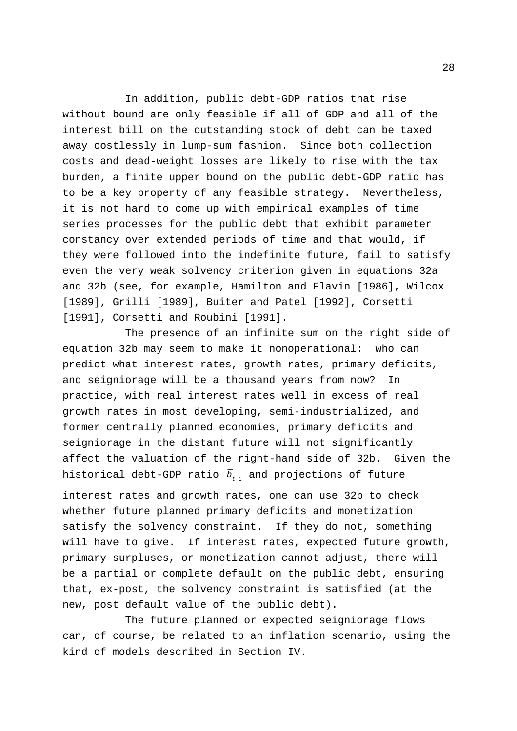In addition, public debt-GDP ratios that rise without bound are only feasible if all of GDP and all of the interest bill on the outstanding stock of debt can be taxed away costlessly in lump-sum fashion. Since both collection costs and dead-weight losses are likely to rise with the tax burden, a finite upper bound on the public debt-GDP ratio has to be a key property of any feasible strategy. Nevertheless, it is not hard to come up with empirical examples of time series processes for the public debt that exhibit parameter constancy over extended periods of time and that would, if they were followed into the indefinite future, fail to satisfy even the very weak solvency criterion given in equations 32a and 32b (see, for example, Hamilton and Flavin [1986], Wilcox [1989], Grilli [1989], Buiter and Patel [1992], Corsetti [1991], Corsetti and Roubini [1991].

The presence of an infinite sum on the right side of equation 32b may seem to make it nonoperational: who can predict what interest rates, growth rates, primary deficits, and seigniorage will be a thousand years from now? In practice, with real interest rates well in excess of real growth rates in most developing, semi-industrialized, and former centrally planned economies, primary deficits and seigniorage in the distant future will not significantly affect the valuation of the right-hand side of 32b. Given the historical debt-GDP ratio $\bar{b}_{t-1}$ and projections of future interest rates and growth rates, one can use 32b to check whether future planned primary deficits and monetization satisfy the solvency constraint. If they do not, something will have to give. If interest rates, expected future growth, primary surpluses, or monetization cannot adjust, there will be a partial or complete default on the public debt, ensuring that, ex-post, the solvency constraint is satisfied (at the new, post default value of the public debt).

The future planned or expected seigniorage flows can, of course, be related to an inflation scenario, using the kind of models described in Section IV.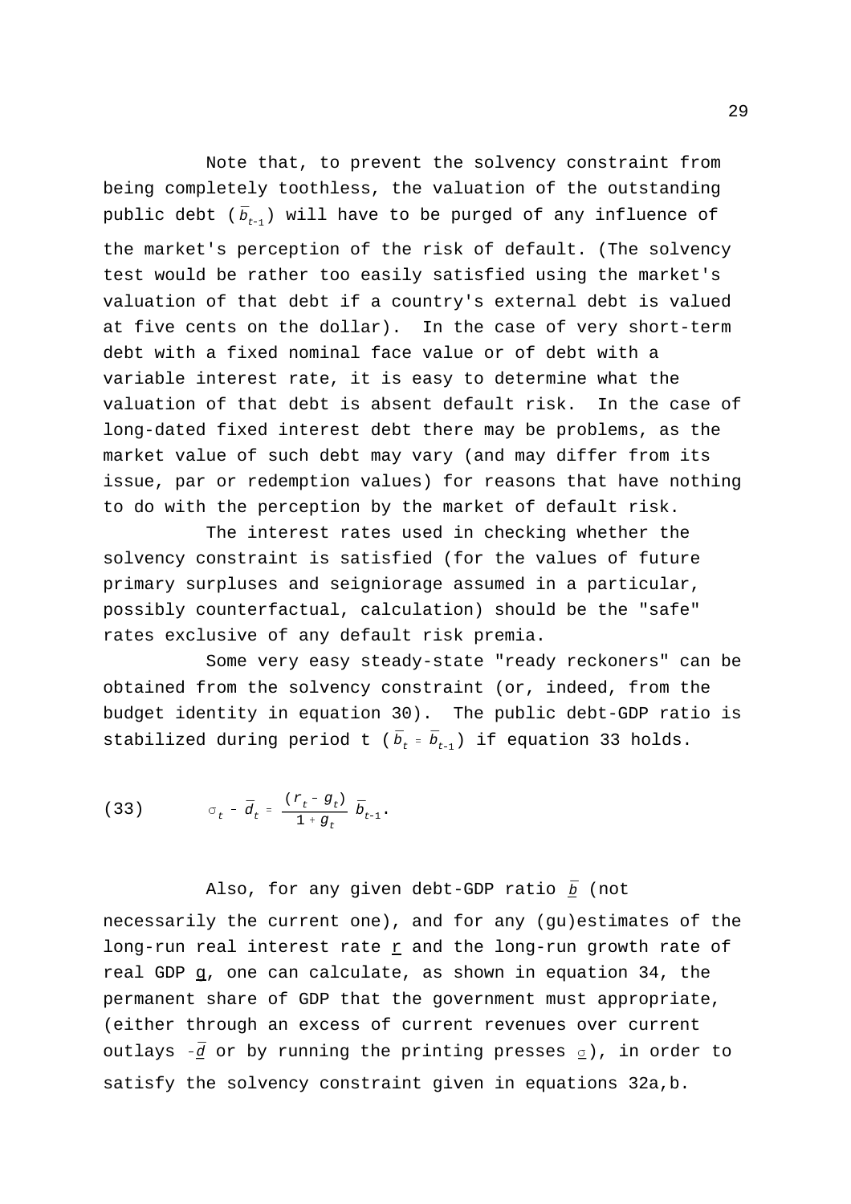Note that, to prevent the solvency constraint from being completely toothless, the valuation of the outstanding public debt ($\bar{b}_{t-1}$) will have to be purged of any influence of the market's perception of the risk of default. (The solvency test would be rather too easily satisfied using the market's valuation of that debt if a country's external debt is valued at five cents on the dollar). In the case of very short-term debt with a fixed nominal face value or of debt with a variable interest rate, it is easy to determine what the valuation of that debt is absent default risk. In the case of long-dated fixed interest debt there may be problems, as the market value of such debt may vary (and may differ from its issue, par or redemption values) for reasons that have nothing to do with the perception by the market of default risk.

The interest rates used in checking whether the solvency constraint is satisfied (for the values of future primary surpluses and seigniorage assumed in a particular, possibly counterfactual, calculation) should be the "safe" rates exclusive of any default risk premia.

Some very easy steady-state "ready reckoners" can be obtained from the solvency constraint (or, indeed, from the budget identity in equation 30). The public debt-GDP ratio is stabilized during period t ($\bar{b}_t = \bar{b}_{t-1}$) if equation 33 holds.

$$(33) \qquad \sigma_t - \bar{d}_t = \frac{(r_t - g_t)}{1 + g_t} \bar{b}_{t-1}.$$

Also, for any given debt-GDP ratio $\underline{\bar{b}}$ (not necessarily the current one), and for any (gu)estimates of the long-run real interest rate $\underline{r}$ and the long-run growth rate of real GDP $\underline{g}$, one can calculate, as shown in equation 34, the permanent share of GDP that the government must appropriate, (either through an excess of current revenues over current outlays $-\underline{\bar{d}}$ or by running the printing presses $\underline{\sigma}$), in order to satisfy the solvency constraint given in equations 32a,b.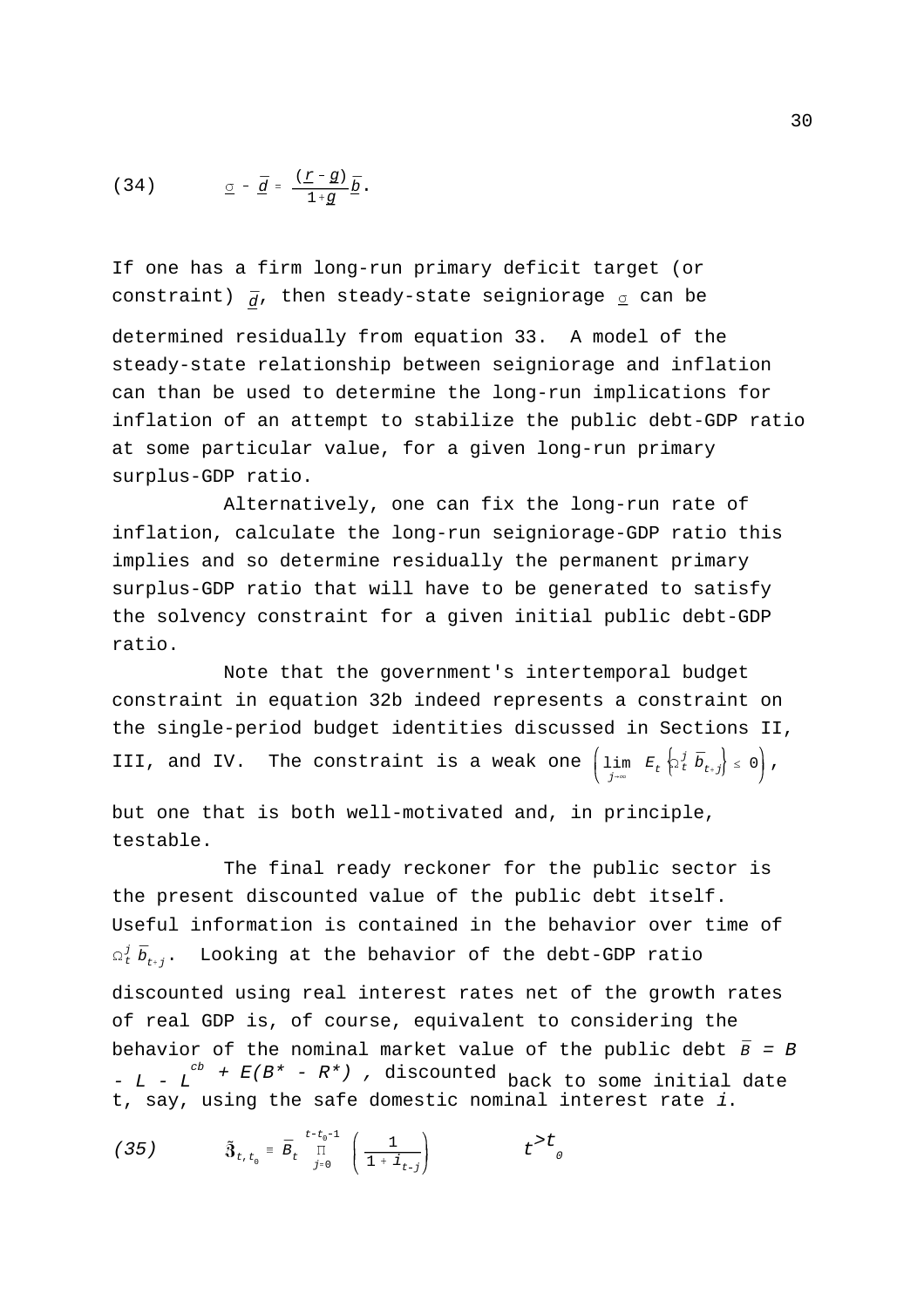$$(34) \qquad \underline{\sigma} - \bar{d} = \frac{(\underline{r} - \underline{g})}{1+\underline{g}}\underline{\bar{b}}.$$

If one has a firm long-run primary deficit target (or constraint) $\underline{\bar{d}}$, then steady-state seigniorage $\underline{\sigma}$ can be determined residually from equation 33. A model of the steady-state relationship between seigniorage and inflation can than be used to determine the long-run implications for inflation of an attempt to stabilize the public debt-GDP ratio at some particular value, for a given long-run primary surplus-GDP ratio.

Alternatively, one can fix the long-run rate of inflation, calculate the long-run seigniorage-GDP ratio this implies and so determine residually the permanent primary surplus-GDP ratio that will have to be generated to satisfy the solvency constraint for a given initial public debt-GDP ratio.

Note that the government's intertemporal budget constraint in equation 32b indeed represents a constraint on the single-period budget identities discussed in Sections II, III, and IV. The constraint is a weak one $\left( \lim_{j \to \infty} E_t \left\{ \Omega_t^j \bar{b}_{t+j} \right\} \leq 0 \right)$, but one that is both well-motivated and, in principle, testable.

The final ready reckoner for the public sector is the present discounted value of the public debt itself. Useful information is contained in the behavior over time of $\Omega_t^j \bar{b}_{t+j}$. Looking at the behavior of the debt-GDP ratio discounted using real interest rates net of the growth rates of real GDP is, of course, equivalent to considering the behavior of the nominal market value of the public debt $\bar{B} = B - L - L^{cb} + E(B^* - R^*)$, discounted back to some initial date t, say, using the safe domestic nominal interest rate $i$.

$$(35) \qquad \mathfrak{Z}_{t,t_0} \equiv \bar{B}_t \prod_{j=0}^{t-t_0-1} \left( \frac{1}{1+i_{t-j}} \right) \qquad t > t_0$$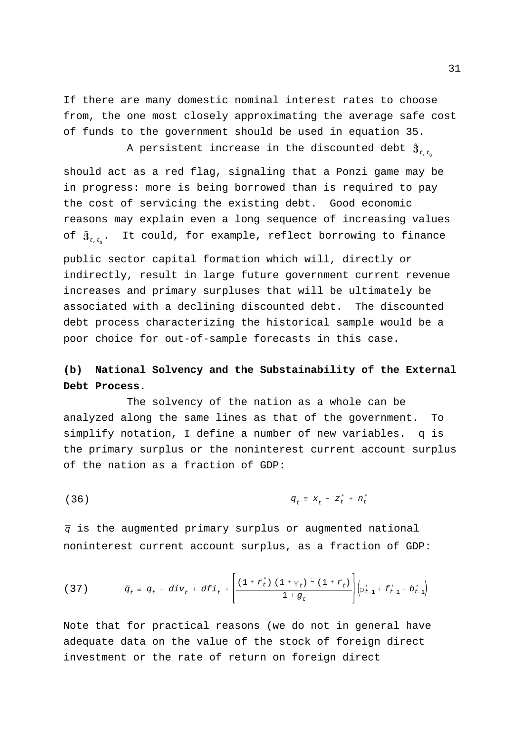If there are many domestic nominal interest rates to choose from, the one most closely approximating the average safe cost of funds to the government should be used in equation 35.

A persistent increase in the discounted debt $\tilde{\mathfrak{Z}}_{t,t_0}$ should act as a red flag, signaling that a Ponzi game may be in progress: more is being borrowed than is required to pay the cost of servicing the existing debt. Good economic reasons may explain even a long sequence of increasing values of $\tilde{\mathfrak{Z}}_{t,t_0}$. It could, for example, reflect borrowing to finance public sector capital formation which will, directly or indirectly, result in large future government current revenue increases and primary surpluses that will be ultimately be associated with a declining discounted debt. The discounted debt process characterizing the historical sample would be a poor choice for out-of-sample forecasts in this case.

**(b) National Solvency and the Substainability of the External Debt Process.**

The solvency of the nation as a whole can be analyzed along the same lines as that of the government. To simplify notation, I define a number of new variables. q is the primary surplus or the noninterest current account surplus of the nation as a fraction of GDP:

$$q_t \equiv x_t - z_t^* + n_t^* \tag{36}$$

$\bar{q}$ is the augmented primary surplus or augmented national noninterest current account surplus, as a fraction of GDP:

$$\bar{q}_t \equiv q_t - div_t + dfi_t + \left[\frac{(1+r_t^*)(1+\gamma_t) - (1+r_t)}{1+g_t}\right]\left(\rho_{t-1}^* + f_{t-1}^* - b_{t-1}^*\right) \tag{37}$$

Note that for practical reasons (we do not in general have adequate data on the value of the stock of foreign direct investment or the rate of return on foreign direct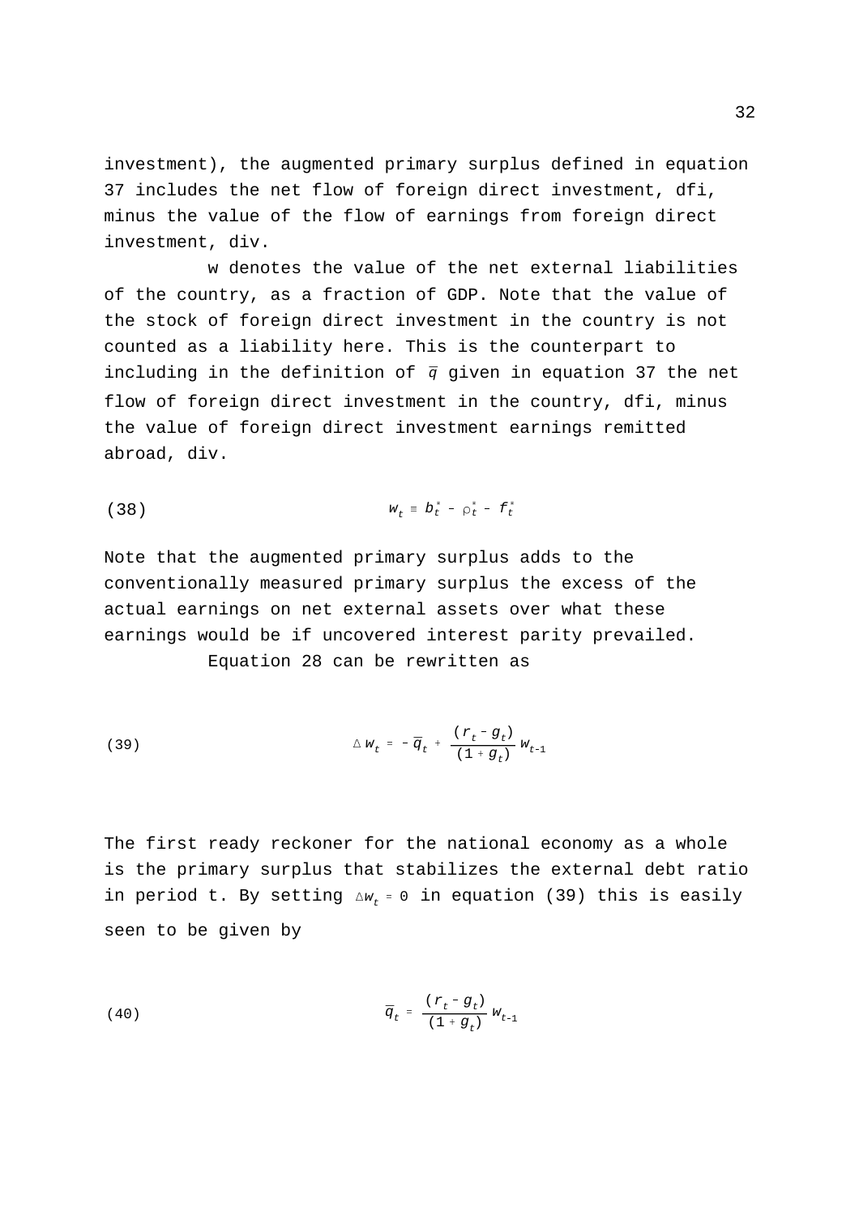investment), the augmented primary surplus defined in equation 37 includes the net flow of foreign direct investment, dfi, minus the value of the flow of earnings from foreign direct investment, div.

w denotes the value of the net external liabilities of the country, as a fraction of GDP. Note that the value of the stock of foreign direct investment in the country is not counted as a liability here. This is the counterpart to including in the definition of $\bar{q}$ given in equation 37 the net flow of foreign direct investment in the country, dfi, minus the value of foreign direct investment earnings remitted abroad, div.

$$w_t \equiv b_t^* - \rho_t^* - f_t^* \tag{38}$$

Note that the augmented primary surplus adds to the conventionally measured primary surplus the excess of the actual earnings on net external assets over what these earnings would be if uncovered interest parity prevailed.

Equation 28 can be rewritten as

$$\Delta w_t = -\bar{q}_t + \frac{(r_t - g_t)}{(1 + g_t)} w_{t-1} \tag{39}$$

The first ready reckoner for the national economy as a whole is the primary surplus that stabilizes the external debt ratio in period t. By setting $\Delta w_t = 0$ in equation (39) this is easily seen to be given by

$$\bar{q}_t = \frac{(r_t - g_t)}{(1 + g_t)} w_{t-1} \tag{40}$$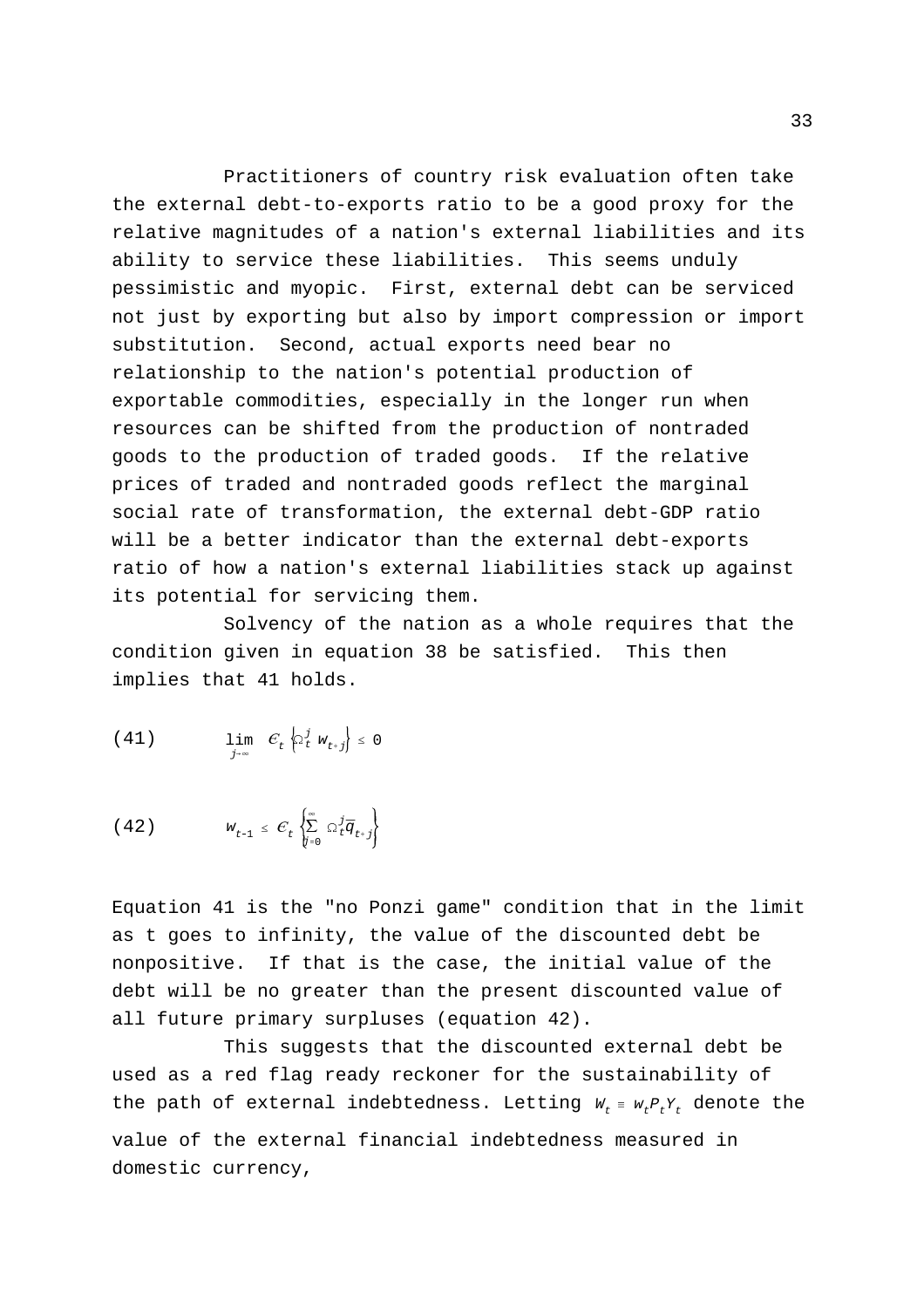Practitioners of country risk evaluation often take the external debt-to-exports ratio to be a good proxy for the relative magnitudes of a nation's external liabilities and its ability to service these liabilities. This seems unduly pessimistic and myopic. First, external debt can be serviced not just by exporting but also by import compression or import substitution. Second, actual exports need bear no relationship to the nation's potential production of exportable commodities, especially in the longer run when resources can be shifted from the production of nontraded goods to the production of traded goods. If the relative prices of traded and nontraded goods reflect the marginal social rate of transformation, the external debt-GDP ratio will be a better indicator than the external debt-exports ratio of how a nation's external liabilities stack up against its potential for servicing them.

Solvency of the nation as a whole requires that the condition given in equation 38 be satisfied. This then implies that 41 holds.

$$(41) \qquad \lim_{j\to\infty} \mathcal{E}_t \left\{ \Omega_t^j \, w_{t+j} \right\} \le 0$$

$$(42) \qquad w_{t-1} \le \mathcal{E}_t \left\{ \sum_{j=0}^{\infty} \Omega_t^j \bar{q}_{t+j} \right\}$$

Equation 41 is the "no Ponzi game" condition that in the limit as t goes to infinity, the value of the discounted debt be nonpositive. If that is the case, the initial value of the debt will be no greater than the present discounted value of all future primary surpluses (equation 42).

This suggests that the discounted external debt be used as a red flag ready reckoner for the sustainability of the path of external indebtedness. Letting $W_t \equiv w_t P_t Y_t$ denote the value of the external financial indebtedness measured in domestic currency,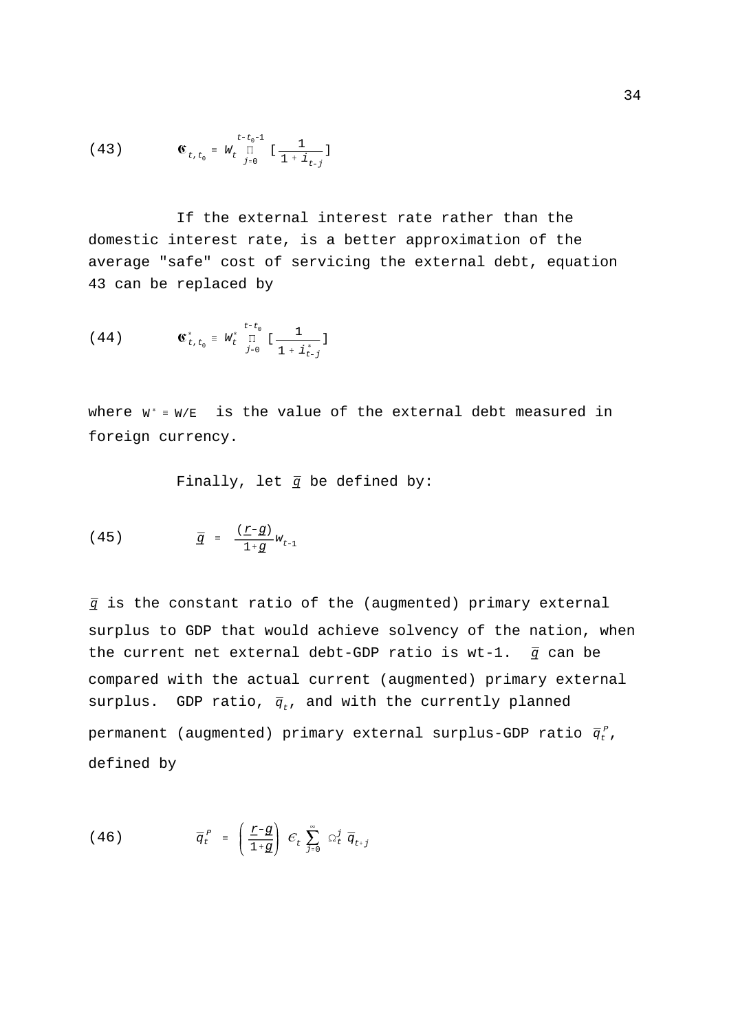(43) $$\mathfrak{C}_{t,t_0} \equiv W_t \prod_{j=0}^{t-t_0-1} \left[\frac{1}{1+i_{t-j}}\right]$$

If the external interest rate rather than the domestic interest rate, is a better approximation of the average "safe" cost of servicing the external debt, equation 43 can be replaced by

(44) $$\mathfrak{C}^*_{t,t_0} \equiv W^*_t \prod_{j=0}^{t-t_0} \left[\frac{1}{1+i^*_{t-j}}\right]$$

where $W^* \equiv W/E$ is the value of the external debt measured in foreign currency.

Finally, let $\underline{\bar{q}}$ be defined by:

(45) $$\underline{\bar{q}} \equiv \frac{(\underline{r}-\underline{g})}{1+\underline{g}} w_{t-1}$$

$\underline{\bar{q}}$ is the constant ratio of the (augmented) primary external surplus to GDP that would achieve solvency of the nation, when the current net external debt-GDP ratio is wt-1. $\underline{\bar{q}}$ can be compared with the actual current (augmented) primary external surplus. GDP ratio, $\bar{q}_t$, and with the currently planned permanent (augmented) primary external surplus-GDP ratio $\bar{q}^P_t$, defined by

(46) $$\bar{q}^P_t \equiv \left(\frac{\underline{r}-\underline{g}}{1+\underline{g}}\right) \mathcal{E}_t \sum_{j=0}^{\infty} \Omega^j_t \, \bar{q}_{t+j}$$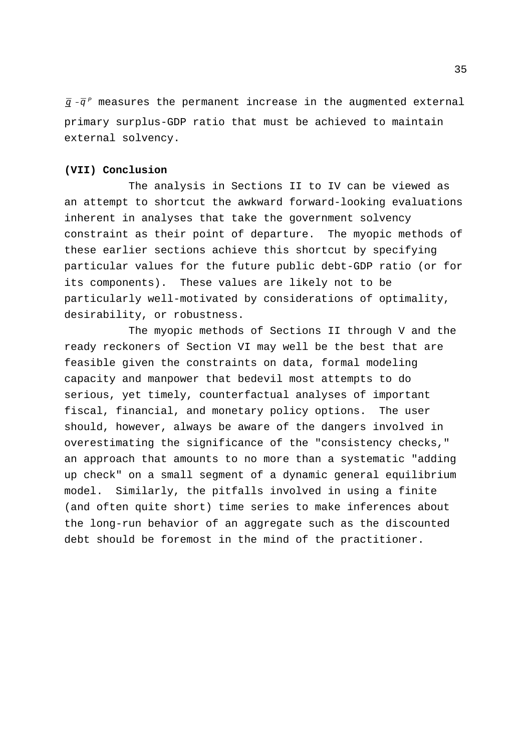$\bar{g} - \bar{q}^{P}$ measures the permanent increase in the augmented external primary surplus-GDP ratio that must be achieved to maintain external solvency.

## (VII) Conclusion

The analysis in Sections II to IV can be viewed as an attempt to shortcut the awkward forward-looking evaluations inherent in analyses that take the government solvency constraint as their point of departure. The myopic methods of these earlier sections achieve this shortcut by specifying particular values for the future public debt-GDP ratio (or for its components). These values are likely not to be particularly well-motivated by considerations of optimality, desirability, or robustness.

The myopic methods of Sections II through V and the ready reckoners of Section VI may well be the best that are feasible given the constraints on data, formal modeling capacity and manpower that bedevil most attempts to do serious, yet timely, counterfactual analyses of important fiscal, financial, and monetary policy options. The user should, however, always be aware of the dangers involved in overestimating the significance of the "consistency checks," an approach that amounts to no more than a systematic "adding up check" on a small segment of a dynamic general equilibrium model. Similarly, the pitfalls involved in using a finite (and often quite short) time series to make inferences about the long-run behavior of an aggregate such as the discounted debt should be foremost in the mind of the practitioner.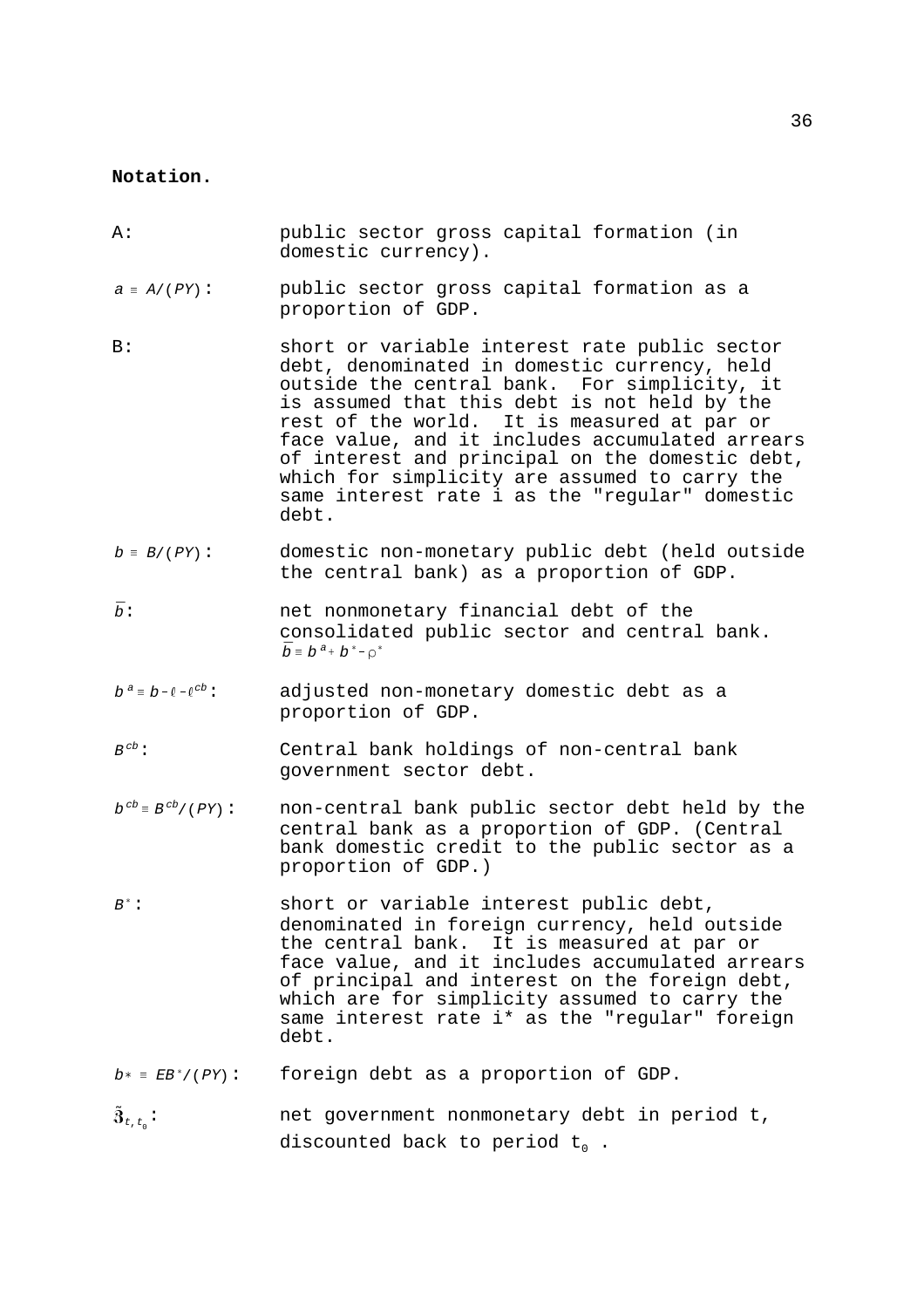**Notation.**

A: public sector gross capital formation (in domestic currency).

$a \equiv A/(PY)$: public sector gross capital formation as a proportion of GDP.

B: short or variable interest rate public sector debt, denominated in domestic currency, held outside the central bank. For simplicity, it is assumed that this debt is not held by the rest of the world. It is measured at par or face value, and it includes accumulated arrears of interest and principal on the domestic debt, which for simplicity are assumed to carry the same interest rate i as the "regular" domestic debt.

$b \equiv B/(PY)$: domestic non-monetary public debt (held outside the central bank) as a proportion of GDP.

$\bar{b}$: net nonmonetary financial debt of the consolidated public sector and central bank. $\bar{b} \equiv b^a + b^* - \rho^*$

$b^a \equiv b - \ell - \ell^{cb}$: adjusted non-monetary domestic debt as a proportion of GDP.

$B^{cb}$: Central bank holdings of non-central bank government sector debt.

$b^{cb} \equiv B^{cb}/(PY)$: non-central bank public sector debt held by the central bank as a proportion of GDP. (Central bank domestic credit to the public sector as a proportion of GDP.)

$B^*$: short or variable interest public debt, denominated in foreign currency, held outside the central bank. It is measured at par or face value, and it includes accumulated arrears of principal and interest on the foreign debt, which are for simplicity assumed to carry the same interest rate i* as the "regular" foreign debt.

$b* \equiv EB^*/(PY)$: foreign debt as a proportion of GDP.

$\tilde{\mathfrak{z}}_{t,t_0}$: net government nonmonetary debt in period t, discounted back to period $t_0$ .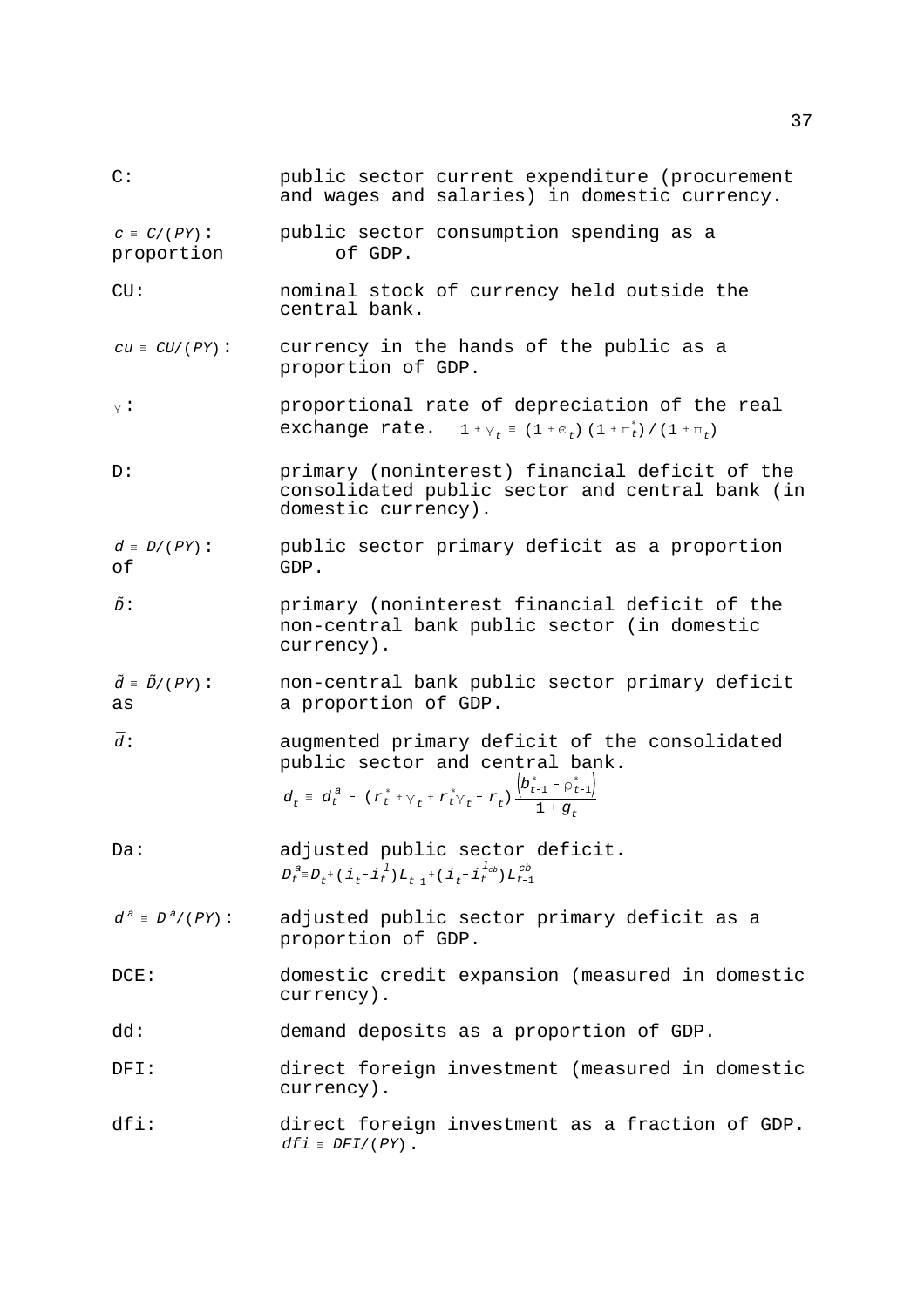C: public sector current expenditure (procurement and wages and salaries) in domestic currency.

$c \equiv C/(PY)$: public sector consumption spending as a proportion of GDP.

CU: nominal stock of currency held outside the central bank.

$cu \equiv CU/(PY)$: currency in the hands of the public as a proportion of GDP.

$\gamma$: proportional rate of depreciation of the real exchange rate. $1+\gamma_t \equiv (1+e_t)(1+\pi_t^*)/(1+\pi_t)$

D: primary (noninterest) financial deficit of the consolidated public sector and central bank (in domestic currency).

$d \equiv D/(PY)$: public sector primary deficit as a proportion of GDP.

$\tilde{D}$: primary (noninterest financial deficit of the non-central bank public sector (in domestic currency).

$\tilde{d} \equiv \tilde{D}/(PY)$: non-central bank public sector primary deficit as a proportion of GDP.

$\bar{d}$: augmented primary deficit of the consolidated public sector and central bank.

$$\bar{d}_t \equiv d_t^a - (r_t^* + \gamma_t + r_t^*\gamma_t - r_t)\frac{\left(b_{t-1}^* - \rho_{t-1}^*\right)}{1+g_t}$$

Da: adjusted public sector deficit.

$$D_t^a \equiv D_t + (i_t - i_t^l)L_{t-1} + (i_t - i_t^{l_{cb}})L_{t-1}^{cb}$$

$d^a \equiv D^a/(PY)$: adjusted public sector primary deficit as a proportion of GDP.

DCE: domestic credit expansion (measured in domestic currency).

dd: demand deposits as a proportion of GDP.

DFI: direct foreign investment (measured in domestic currency).

dfi: direct foreign investment as a fraction of GDP. $dfi \equiv DFI/(PY)$.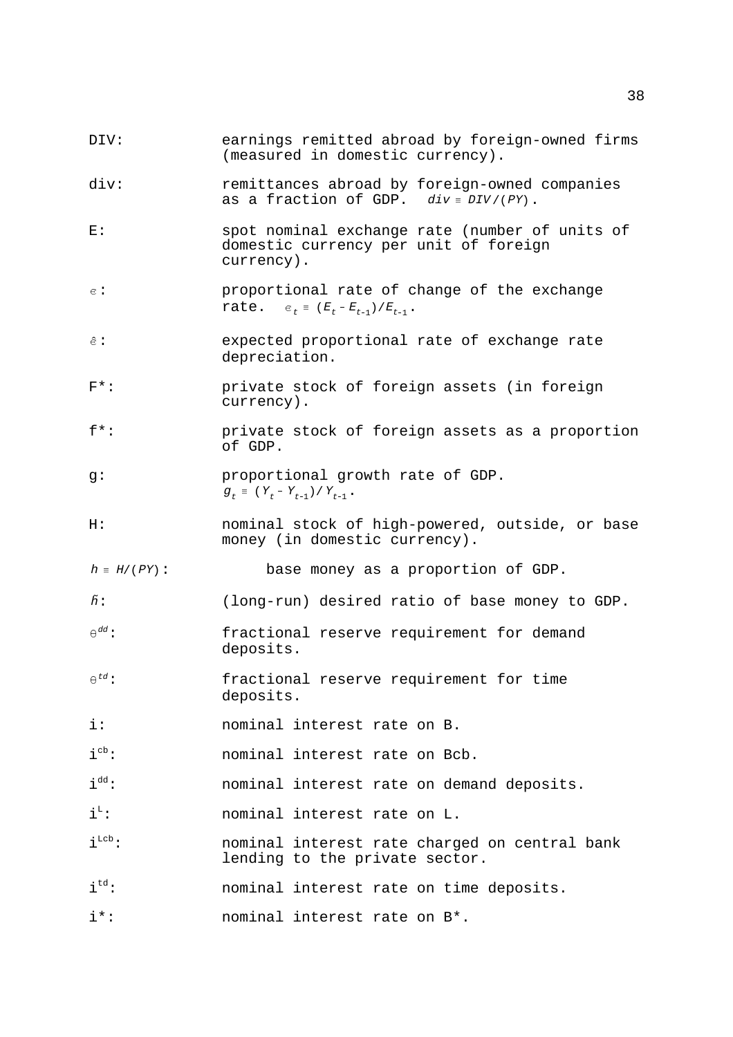DIV: earnings remitted abroad by foreign-owned firms (measured in domestic currency).

div: remittances abroad by foreign-owned companies as a fraction of GDP. $div \equiv DIV/(PY)$.

E: spot nominal exchange rate (number of units of domestic currency per unit of foreign currency).

$\epsilon$: proportional rate of change of the exchange rate. $\epsilon_t \equiv (E_t - E_{t-1})/E_{t-1}$.

$\hat{\epsilon}$: expected proportional rate of exchange rate depreciation.

F*: private stock of foreign assets (in foreign currency).

f*: private stock of foreign assets as a proportion of GDP.

g: proportional growth rate of GDP. $g_t \equiv (Y_t - Y_{t-1})/Y_{t-1}$.

H: nominal stock of high-powered, outside, or base money (in domestic currency).

$h \equiv H/(PY)$: base money as a proportion of GDP.

$\bar{h}$: (long-run) desired ratio of base money to GDP.

$\theta^{dd}$: fractional reserve requirement for demand deposits.

$\theta^{td}$: fractional reserve requirement for time deposits.

i: nominal interest rate on B.

$i^{cb}$: nominal interest rate on Bcb.

$i^{dd}$: nominal interest rate on demand deposits.

$i^{L}$: nominal interest rate on L.

$i^{Lcb}$: nominal interest rate charged on central bank lending to the private sector.

$i^{td}$: nominal interest rate on time deposits.

i*: nominal interest rate on B*.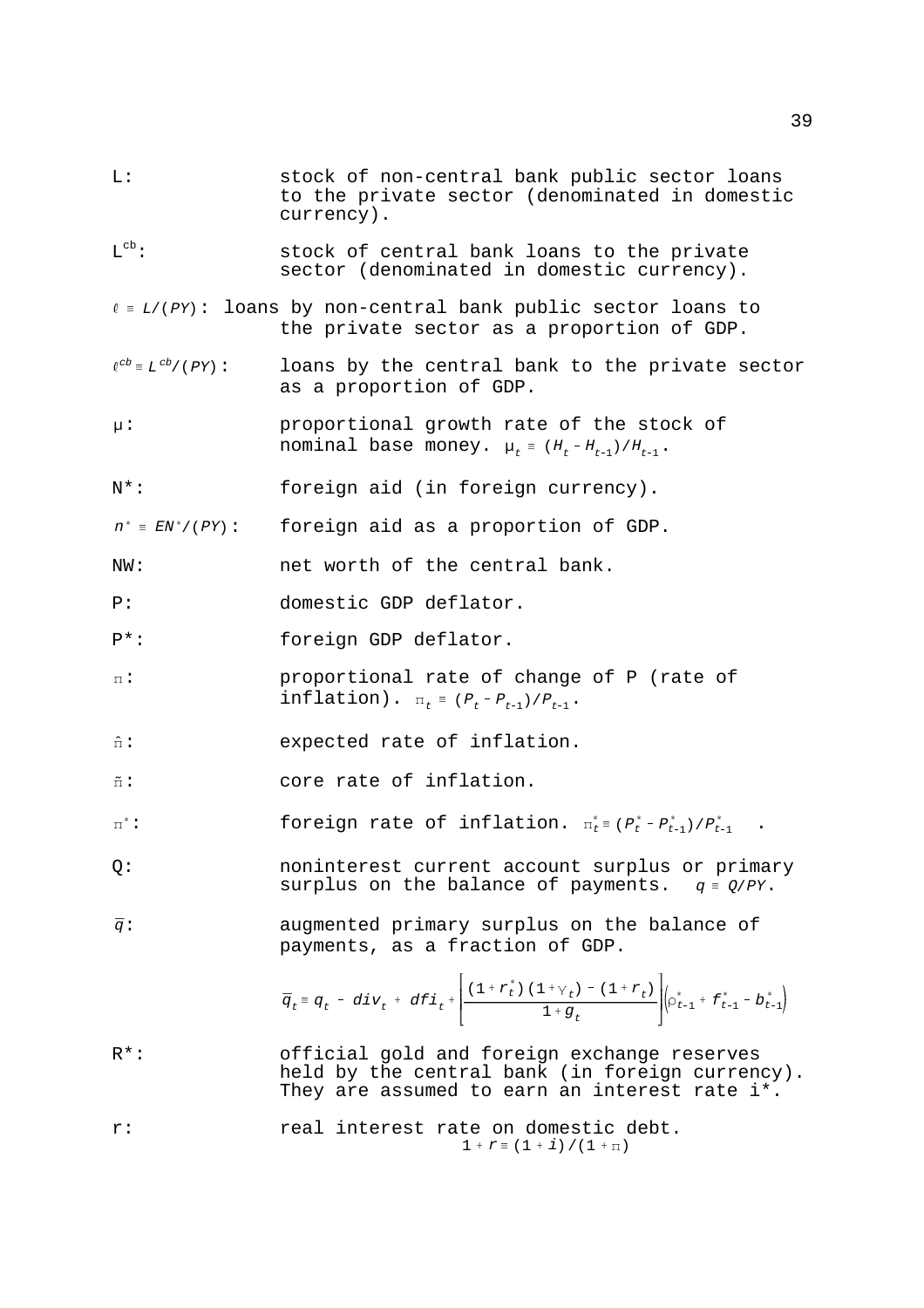L: stock of non-central bank public sector loans to the private sector (denominated in domestic currency).

$L^{cb}$: stock of central bank loans to the private sector (denominated in domestic currency).

$\ell \equiv L/(PY)$: loans by non-central bank public sector loans to the private sector as a proportion of GDP.

$\ell^{cb} \equiv L^{cb}/(PY)$: loans by the central bank to the private sector as a proportion of GDP.

μ: proportional growth rate of the stock of nominal base money. $\mu_t \equiv (H_t - H_{t-1})/H_{t-1}$.

N*: foreign aid (in foreign currency).

$n^* \equiv EN^*/(PY)$: foreign aid as a proportion of GDP.

NW: net worth of the central bank.

P: domestic GDP deflator.

P*: foreign GDP deflator.

π: proportional rate of change of P (rate of inflation). $\pi_t \equiv (P_t - P_{t-1})/P_{t-1}$.

$\hat{\pi}$: expected rate of inflation.

$\tilde{\pi}$: core rate of inflation.

$\pi^*$: foreign rate of inflation. $\pi_t^* \equiv (P_t^* - P_{t-1}^*)/P_{t-1}^*$ .

Q: noninterest current account surplus or primary surplus on the balance of payments. $q \equiv Q/PY$.

$\bar{q}$: augmented primary surplus on the balance of payments, as a fraction of GDP.

$$\bar{q}_t \equiv q_t - div_t + dfi_t + \left[\frac{(1+r_t^*)(1+\gamma_t) - (1+r_t)}{1+g_t}\right]\left(\rho_{t-1}^* + f_{t-1}^* - b_{t-1}^*\right)$$

R*: official gold and foreign exchange reserves held by the central bank (in foreign currency). They are assumed to earn an interest rate i*.

r: real interest rate on domestic debt. $1 + r \equiv (1+i)/(1+\pi)$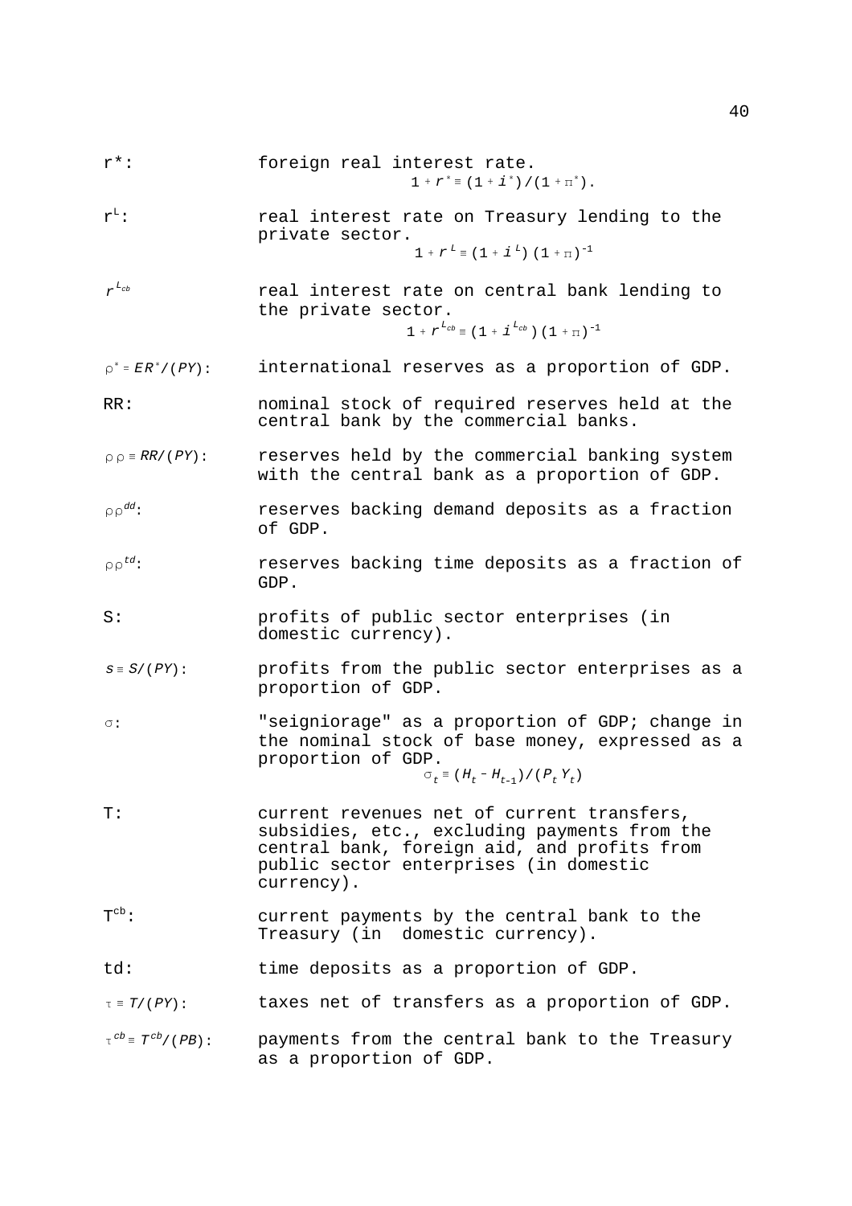$r^*$: foreign real interest rate.
$$1 + r^* \equiv (1 + i^*)/(1 + \pi^*).$$

$r^L$: real interest rate on Treasury lending to the private sector.
$$1 + r^L \equiv (1 + i^L)(1 + \pi)^{-1}$$

$r^{L_{cb}}$ real interest rate on central bank lending to the private sector.
$$1 + r^{L_{cb}} \equiv (1 + i^{L_{cb}})(1 + \pi)^{-1}$$

$\rho^* = ER^*/(PY)$: international reserves as a proportion of GDP.

RR: nominal stock of required reserves held at the central bank by the commercial banks.

$\rho\rho \equiv RR/(PY)$: reserves held by the commercial banking system with the central bank as a proportion of GDP.

$\rho\rho^{dd}$: reserves backing demand deposits as a fraction of GDP.

$\rho\rho^{td}$: reserves backing time deposits as a fraction of GDP.

S: profits of public sector enterprises (in domestic currency).

$s \equiv S/(PY)$: profits from the public sector enterprises as a proportion of GDP.

$\sigma$: "seigniorage" as a proportion of GDP; change in the nominal stock of base money, expressed as a proportion of GDP.
$$\sigma_t \equiv (H_t - H_{t-1})/(P_t Y_t)$$

T: current revenues net of current transfers, subsidies, etc., excluding payments from the central bank, foreign aid, and profits from public sector enterprises (in domestic currency).

$T^{cb}$: current payments by the central bank to the Treasury (in domestic currency).

td: time deposits as a proportion of GDP.

$\tau \equiv T/(PY)$: taxes net of transfers as a proportion of GDP.

$\tau^{cb} \equiv T^{cb}/(PB)$: payments from the central bank to the Treasury as a proportion of GDP.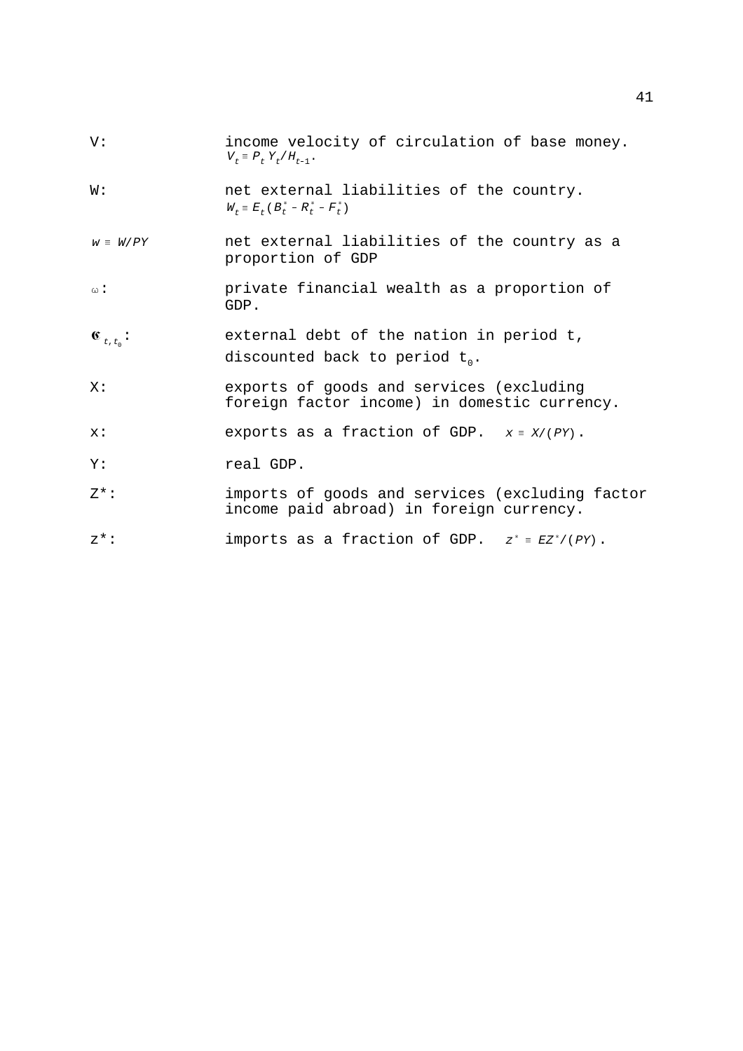V: income velocity of circulation of base money. $V_t \equiv P_t Y_t / H_{t-1}$.

W: net external liabilities of the country. $W_t \equiv E_t(B^*_t - R^*_t - F^*_t)$

$w \equiv W/PY$ net external liabilities of the country as a proportion of GDP

$\omega$: private financial wealth as a proportion of GDP.

$\mathfrak{G}_{t,t_0}$: external debt of the nation in period t, discounted back to period $t_0$.

X: exports of goods and services (excluding foreign factor income) in domestic currency.

x: exports as a fraction of GDP. $x \equiv X/(PY)$.

Y: real GDP.

Z*: imports of goods and services (excluding factor income paid abroad) in foreign currency.

z*: imports as a fraction of GDP. $z^* \equiv EZ^*/(PY)$.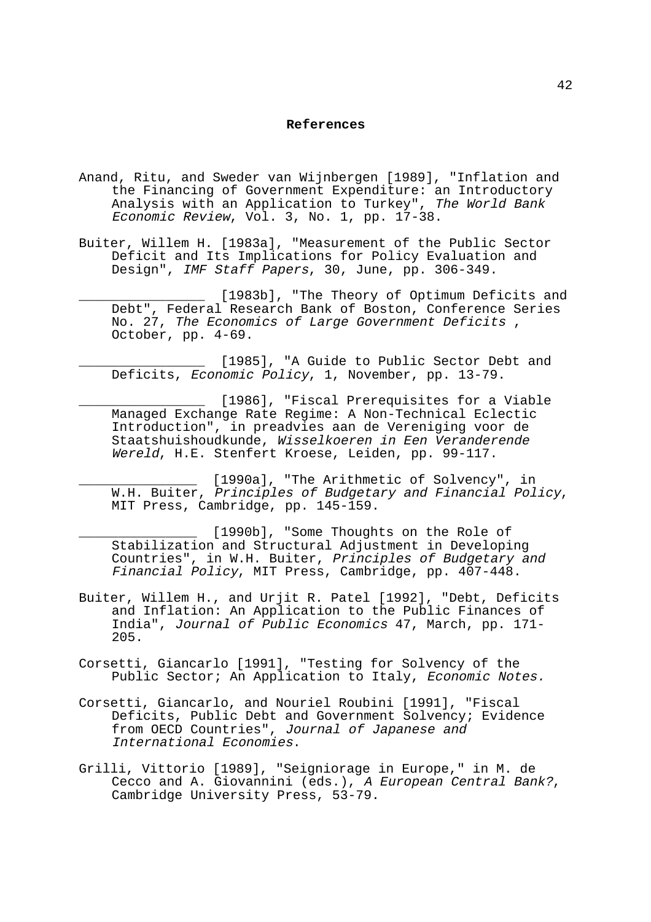**References**

Anand, Ritu, and Sweder van Wijnbergen [1989], "Inflation and the Financing of Government Expenditure: an Introductory Analysis with an Application to Turkey", *The World Bank Economic Review*, Vol. 3, No. 1, pp. 17-38.

Buiter, Willem H. [1983a], "Measurement of the Public Sector Deficit and Its Implications for Policy Evaluation and Design", *IMF Staff Papers*, 30, June, pp. 306-349.

_______________ [1983b], "The Theory of Optimum Deficits and Debt", Federal Research Bank of Boston, Conference Series No. 27, *The Economics of Large Government Deficits* , October, pp. 4-69.

_______________ [1985], "A Guide to Public Sector Debt and Deficits, *Economic Policy*, 1, November, pp. 13-79.

_______________ [1986], "Fiscal Prerequisites for a Viable Managed Exchange Rate Regime: A Non-Technical Eclectic Introduction", in preadvies aan de Vereniging voor de Staatshuishoudkunde, *Wisselkoeren in Een Veranderende Wereld*, H.E. Stenfert Kroese, Leiden, pp. 99-117.

______________ [1990a], "The Arithmetic of Solvency", in W.H. Buiter, *Principles of Budgetary and Financial Policy*, MIT Press, Cambridge, pp. 145-159.

______________ [1990b], "Some Thoughts on the Role of Stabilization and Structural Adjustment in Developing Countries", in W.H. Buiter, *Principles of Budgetary and Financial Policy*, MIT Press, Cambridge, pp. 407-448.

Buiter, Willem H., and Urjit R. Patel [1992], "Debt, Deficits and Inflation: An Application to the Public Finances of India", *Journal of Public Economics* 47, March, pp. 171-205.

Corsetti, Giancarlo [1991], "Testing for Solvency of the Public Sector; An Application to Italy, *Economic Notes.*

Corsetti, Giancarlo, and Nouriel Roubini [1991], "Fiscal Deficits, Public Debt and Government Solvency; Evidence from OECD Countries", *Journal of Japanese and International Economies*.

Grilli, Vittorio [1989], "Seigniorage in Europe," in M. de Cecco and A. Giovannini (eds.), *A European Central Bank?*, Cambridge University Press, 53-79.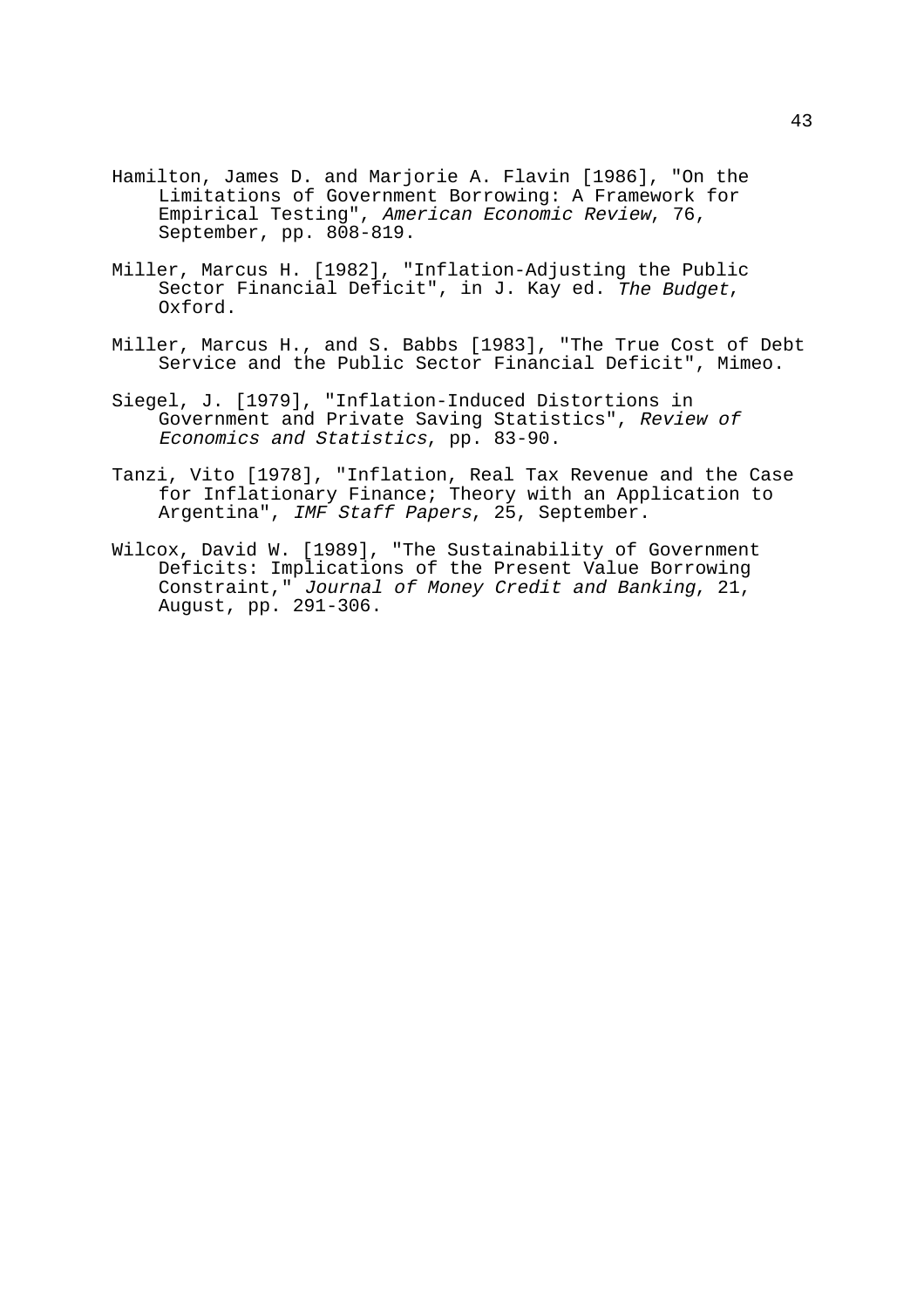Hamilton, James D. and Marjorie A. Flavin [1986], "On the Limitations of Government Borrowing: A Framework for Empirical Testing", *American Economic Review*, 76, September, pp. 808-819.

Miller, Marcus H. [1982], "Inflation-Adjusting the Public Sector Financial Deficit", in J. Kay ed. *The Budget*, Oxford.

Miller, Marcus H., and S. Babbs [1983], "The True Cost of Debt Service and the Public Sector Financial Deficit", Mimeo.

Siegel, J. [1979], "Inflation-Induced Distortions in Government and Private Saving Statistics", *Review of Economics and Statistics*, pp. 83-90.

Tanzi, Vito [1978], "Inflation, Real Tax Revenue and the Case for Inflationary Finance; Theory with an Application to Argentina", *IMF Staff Papers*, 25, September.

Wilcox, David W. [1989], "The Sustainability of Government Deficits: Implications of the Present Value Borrowing Constraint," *Journal of Money Credit and Banking*, 21, August, pp. 291-306.